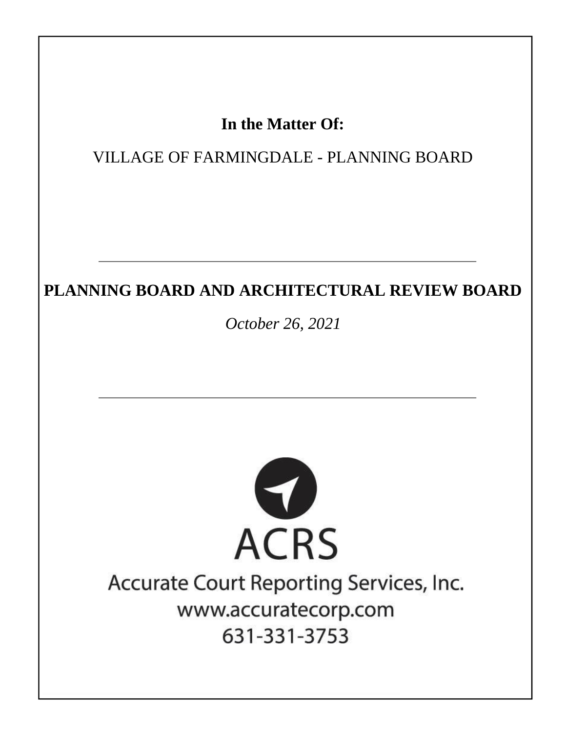**In the Matter Of:**

VILLAGE OF FARMINGDALE - PLANNING BOARD

---

**PLANNING BOARD AND ARCHITECTURAL REVIEW BOARD**

*October 26, 2021*

---

ACRS

Accurate Court Reporting Services, Inc.

www.accuratecorp.com

631-331-3753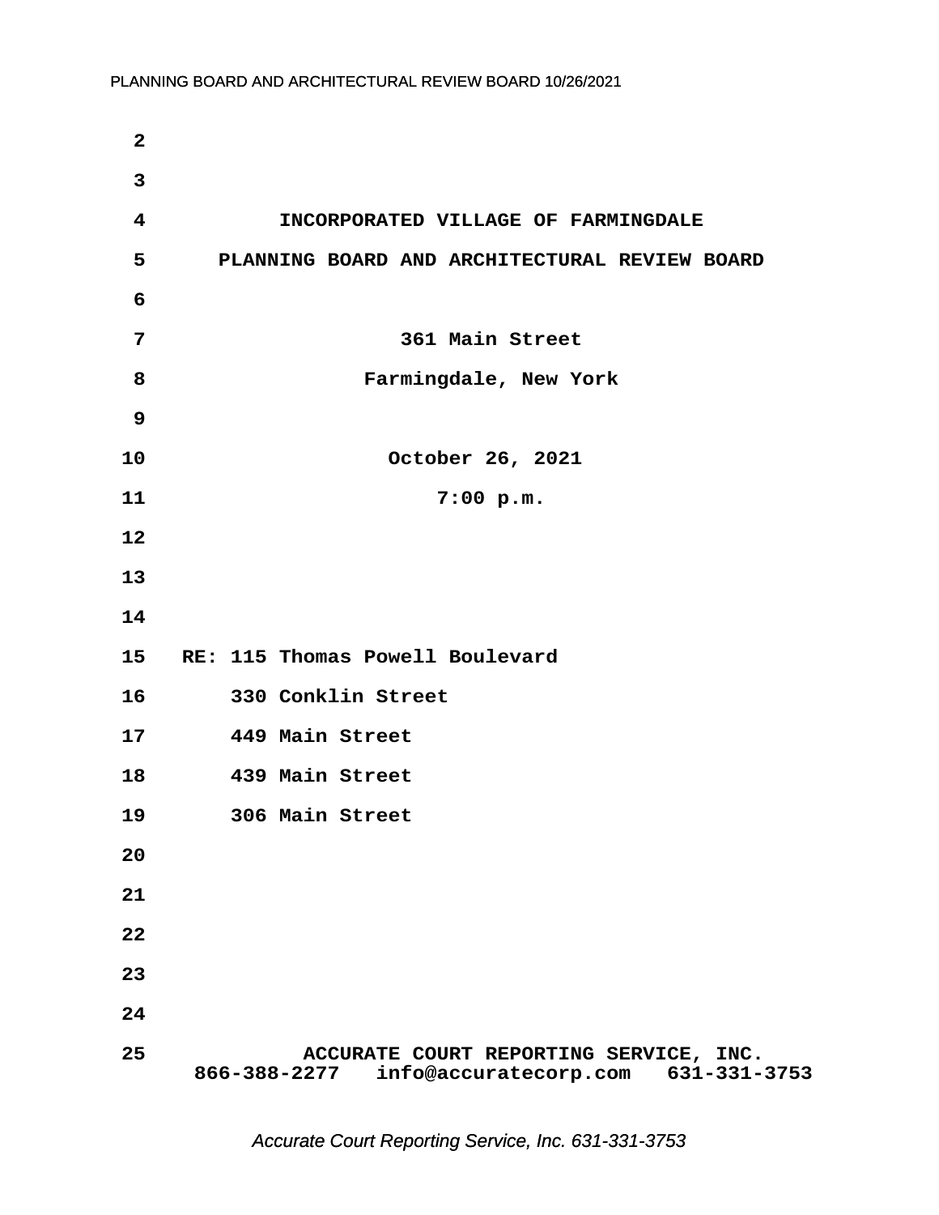INCORPORATED VILLAGE OF FARMINGDALE

PLANNING BOARD AND ARCHITECTURAL REVIEW BOARD

361 Main Street

Farmingdale, New York

October 26, 2021

7:00 p.m.

RE: 115 Thomas Powell Boulevard

330 Conklin Street

449 Main Street

439 Main Street

306 Main Street

ACCURATE COURT REPORTING SERVICE, INC.

866-388-2277 info@accuratecorp.com 631-331-3753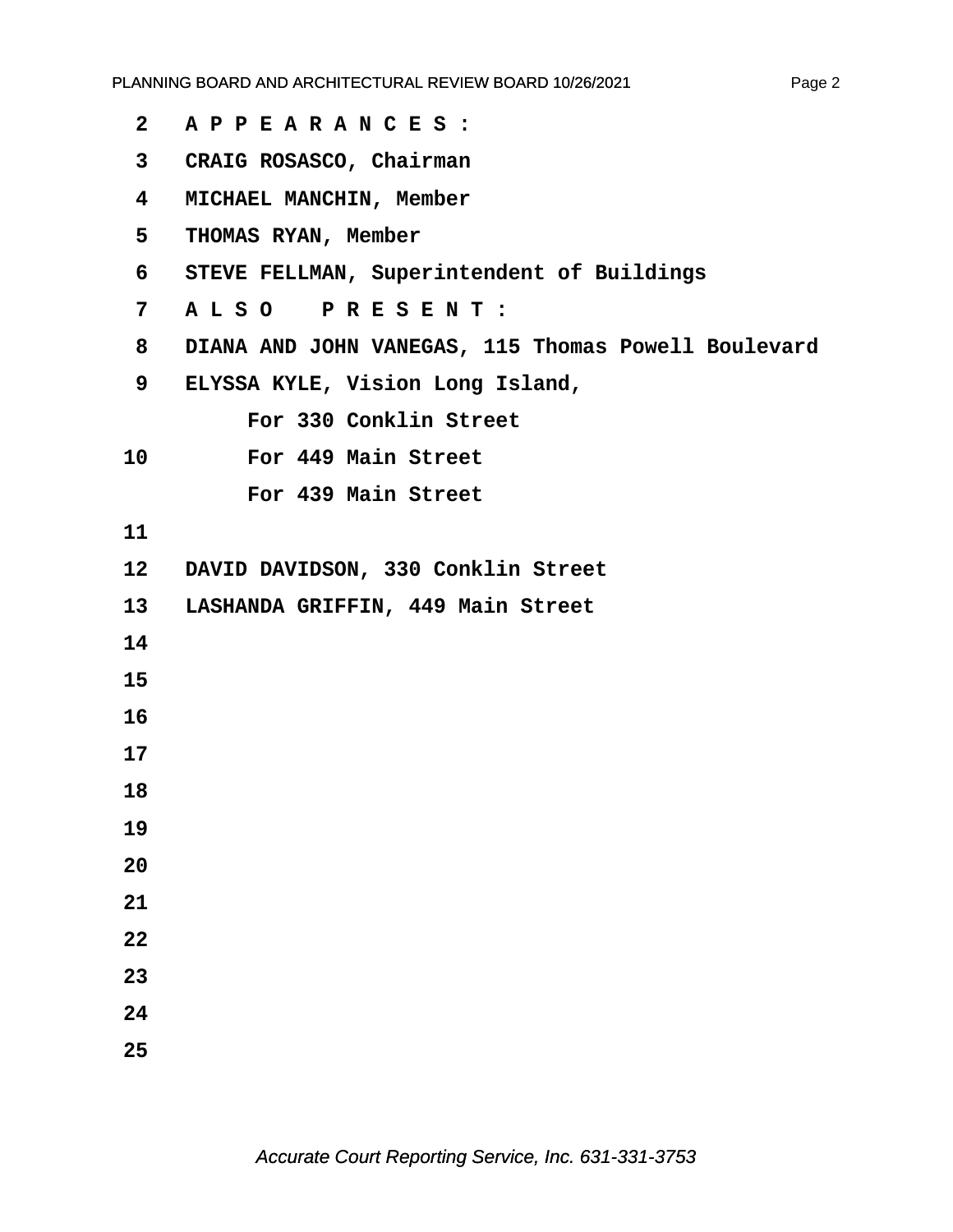A P P E A R A N C E S :

CRAIG ROSASCO, Chairman

MICHAEL MANCHIN, Member

THOMAS RYAN, Member

STEVE FELLMAN, Superintendent of Buildings

A L S O   P R E S E N T :

DIANA AND JOHN VANEGAS, 115 Thomas Powell Boulevard

ELYSSA KYLE, Vision Long Island,
    For 330 Conklin Street
    For 449 Main Street
    For 439 Main Street

DAVID DAVIDSON, 330 Conklin Street

LASHANDA GRIFFIN, 449 Main Street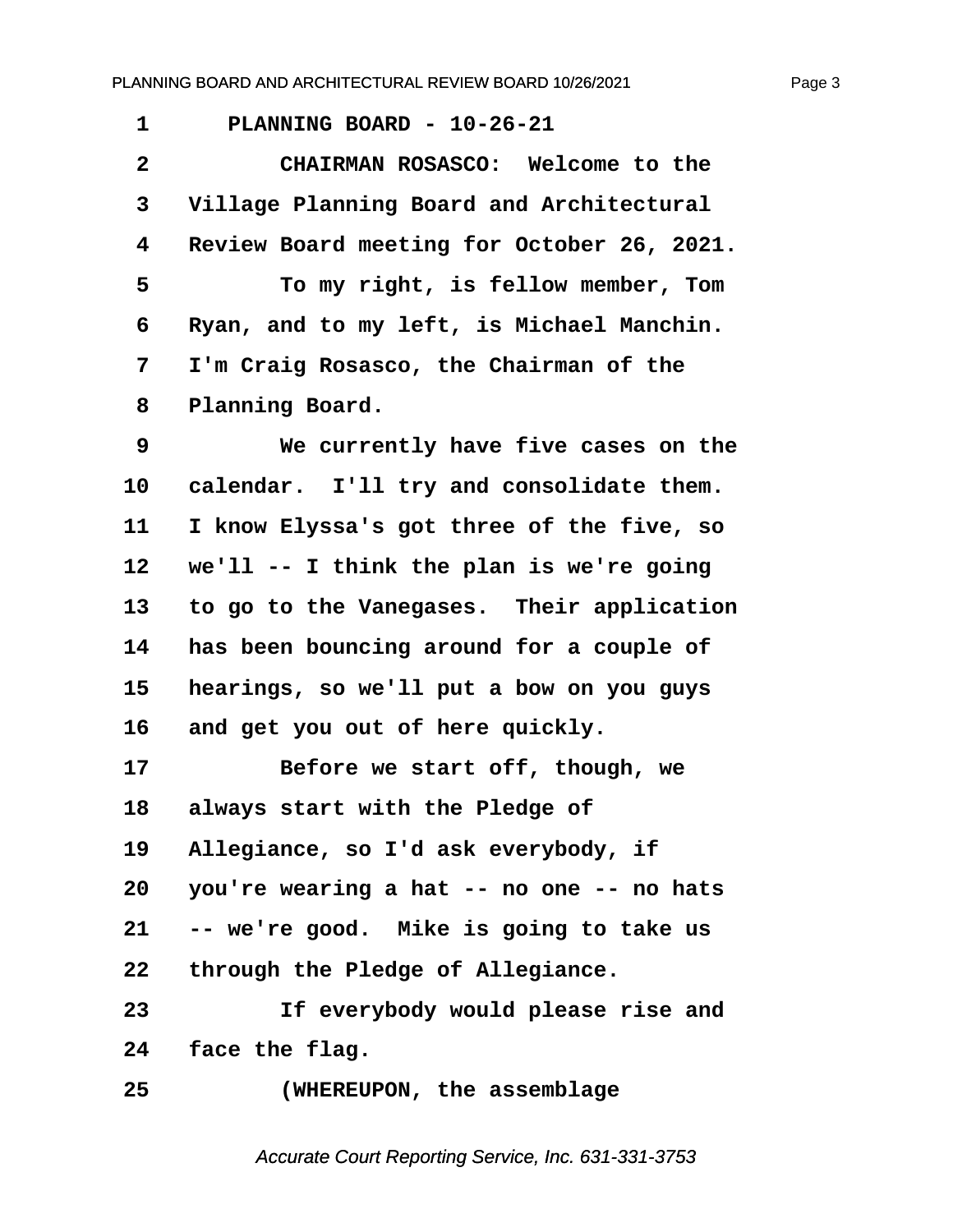1 PLANNING BOARD - 10-26-21

2 CHAIRMAN ROSASCO: Welcome to the

3 Village Planning Board and Architectural

4 Review Board meeting for October 26, 2021.

5 To my right, is fellow member, Tom

6 Ryan, and to my left, is Michael Manchin.

7 I'm Craig Rosasco, the Chairman of the

8 Planning Board.

9 We currently have five cases on the

10 calendar. I'll try and consolidate them.

11 I know Elyssa's got three of the five, so

12 we'll -- I think the plan is we're going

13 to go to the Vanegases. Their application

14 has been bouncing around for a couple of

15 hearings, so we'll put a bow on you guys

16 and get you out of here quickly.

17 Before we start off, though, we

18 always start with the Pledge of

19 Allegiance, so I'd ask everybody, if

20 you're wearing a hat -- no one -- no hats

21 -- we're good. Mike is going to take us

22 through the Pledge of Allegiance.

23 If everybody would please rise and

24 face the flag.

25 (WHEREUPON, the assemblage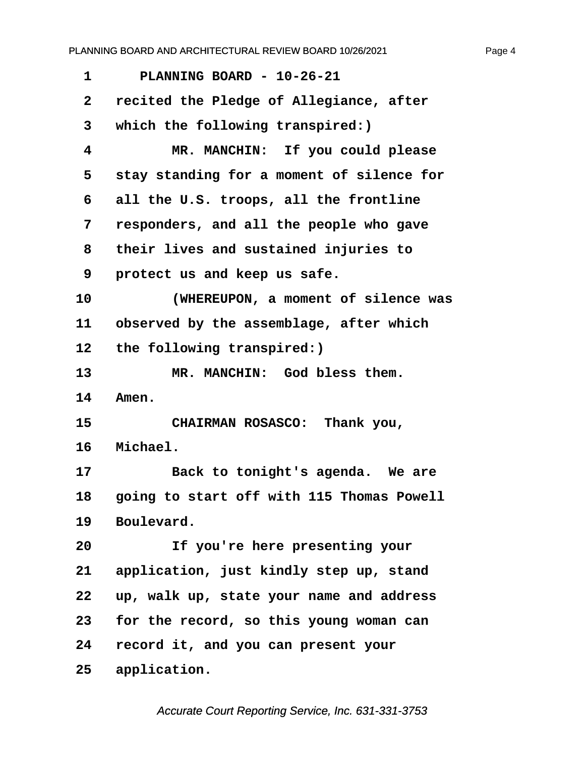1 PLANNING BOARD - 10-26-21

2 recited the Pledge of Allegiance, after

3 which the following transpired:)

4 MR. MANCHIN: If you could please

5 stay standing for a moment of silence for

6 all the U.S. troops, all the frontline

7 responders, and all the people who gave

8 their lives and sustained injuries to

9 protect us and keep us safe.

10 (WHEREUPON, a moment of silence was

11 observed by the assemblage, after which

12 the following transpired:)

13 MR. MANCHIN: God bless them.

14 Amen.

15 CHAIRMAN ROSASCO: Thank you,

16 Michael.

17 Back to tonight's agenda. We are

18 going to start off with 115 Thomas Powell

19 Boulevard.

20 If you're here presenting your

21 application, just kindly step up, stand

22 up, walk up, state your name and address

23 for the record, so this young woman can

24 record it, and you can present your

25 application.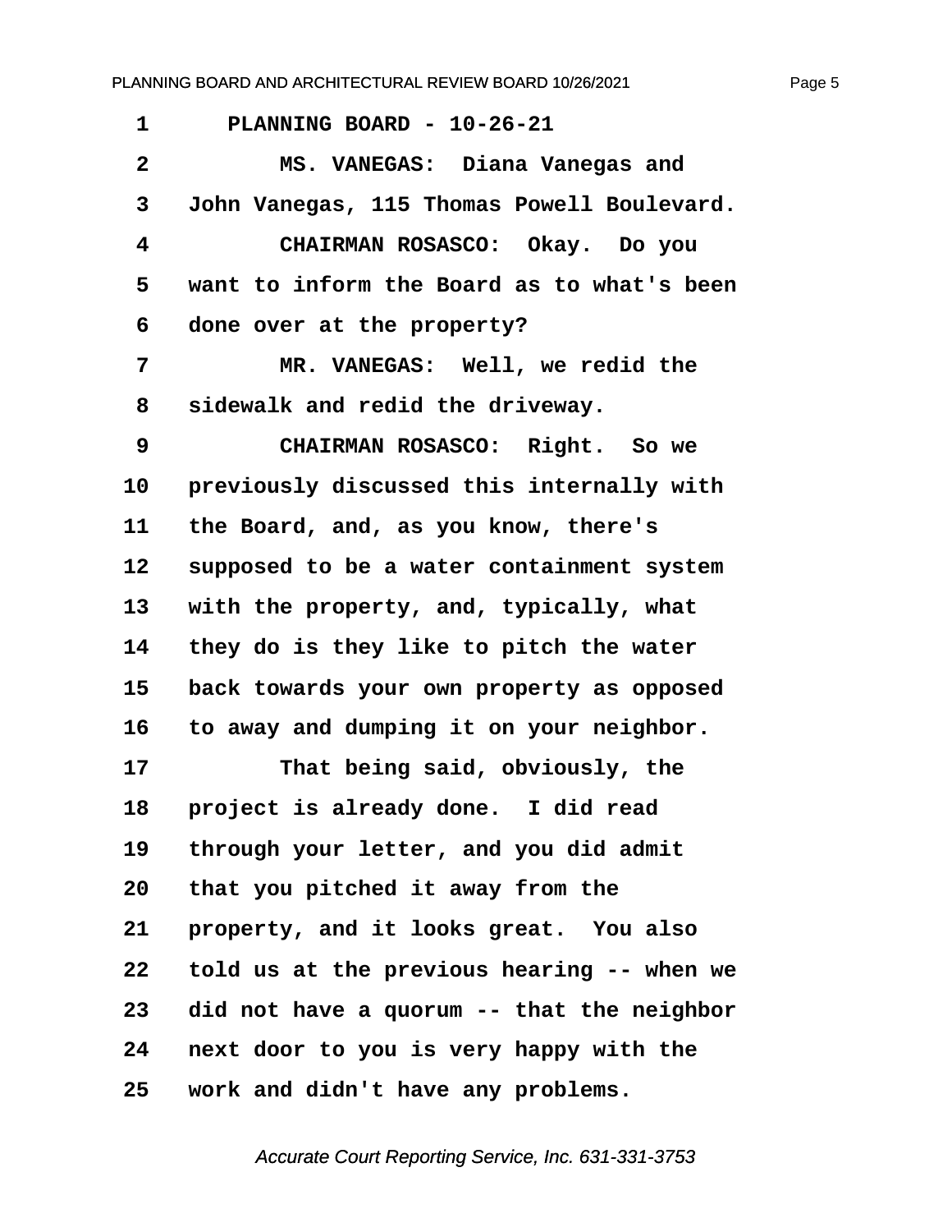PLANNING BOARD - 10-26-21

MS. VANEGAS: Diana Vanegas and John Vanegas, 115 Thomas Powell Boulevard.

CHAIRMAN ROSASCO: Okay. Do you want to inform the Board as to what's been done over at the property?

MR. VANEGAS: Well, we redid the sidewalk and redid the driveway.

CHAIRMAN ROSASCO: Right. So we previously discussed this internally with the Board, and, as you know, there's supposed to be a water containment system with the property, and, typically, what they do is they like to pitch the water back towards your own property as opposed to away and dumping it on your neighbor.

That being said, obviously, the project is already done. I did read through your letter, and you did admit that you pitched it away from the property, and it looks great. You also told us at the previous hearing -- when we did not have a quorum -- that the neighbor next door to you is very happy with the work and didn't have any problems.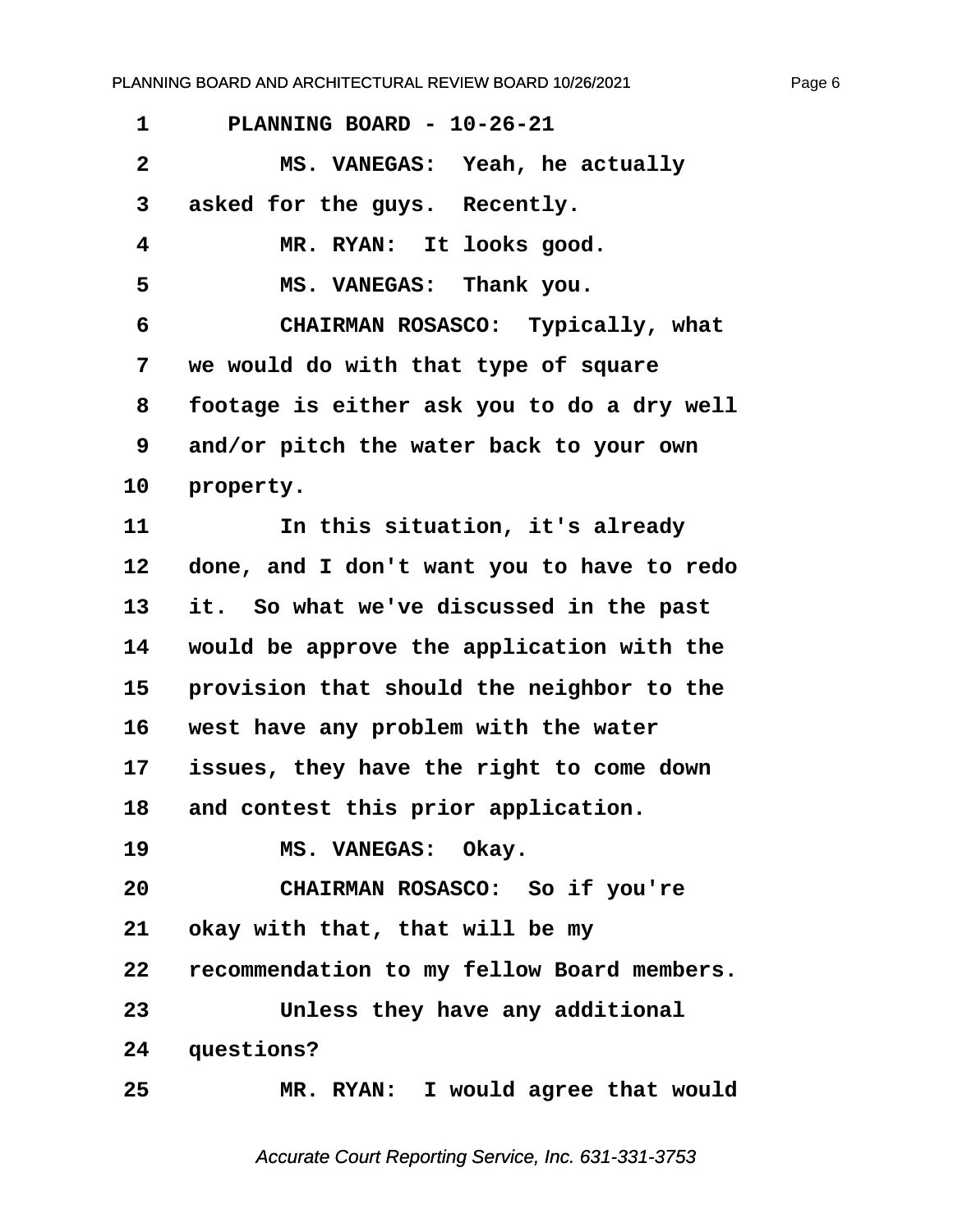1 PLANNING BOARD - 10-26-21

2 MS. VANEGAS: Yeah, he actually

3 asked for the guys. Recently.

4 MR. RYAN: It looks good.

5 MS. VANEGAS: Thank you.

6 CHAIRMAN ROSASCO: Typically, what

7 we would do with that type of square

8 footage is either ask you to do a dry well

9 and/or pitch the water back to your own

10 property.

11 In this situation, it's already

12 done, and I don't want you to have to redo

13 it. So what we've discussed in the past

14 would be approve the application with the

15 provision that should the neighbor to the

16 west have any problem with the water

17 issues, they have the right to come down

18 and contest this prior application.

19 MS. VANEGAS: Okay.

20 CHAIRMAN ROSASCO: So if you're

21 okay with that, that will be my

22 recommendation to my fellow Board members.

23 Unless they have any additional

24 questions?

25 MR. RYAN: I would agree that would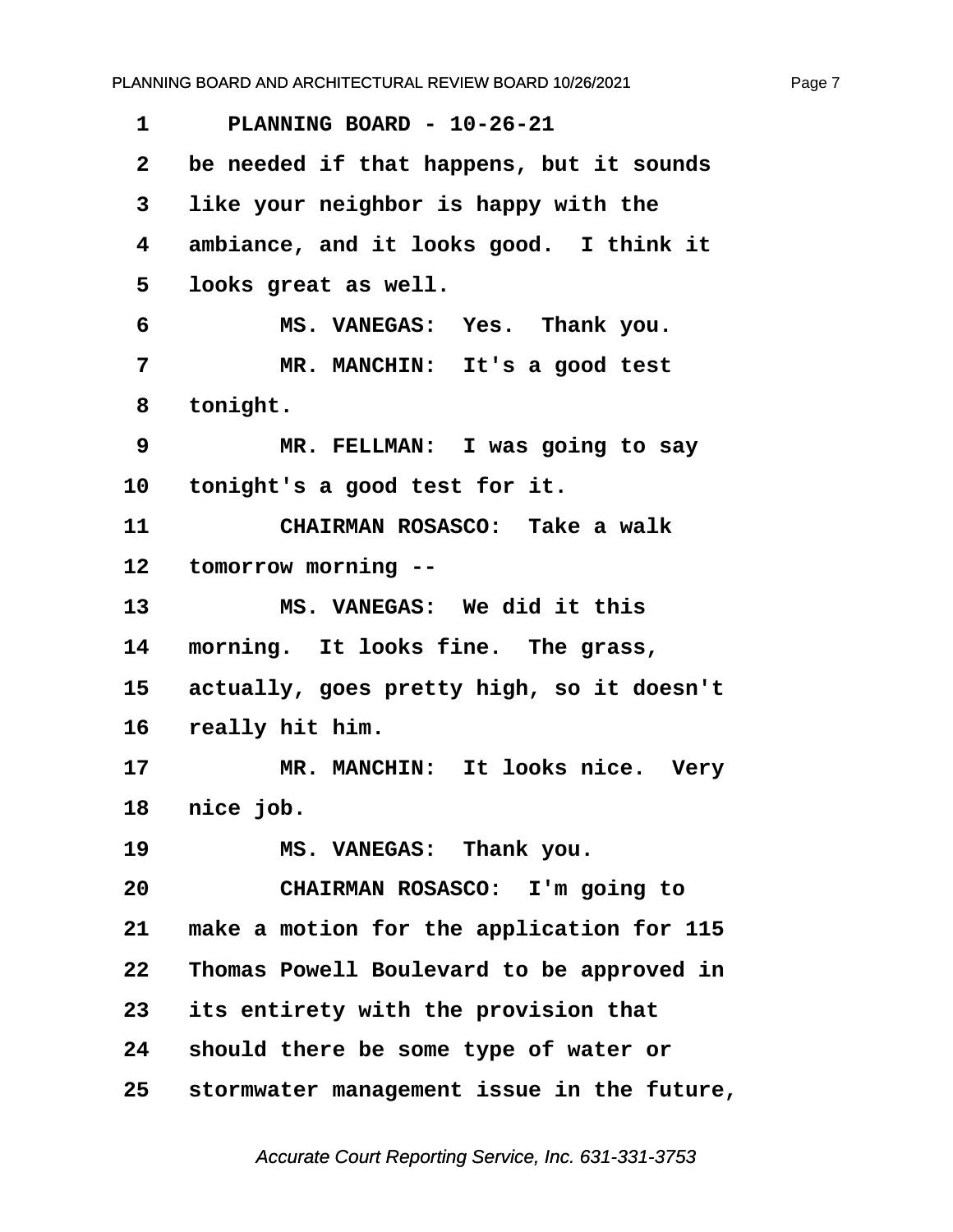1 PLANNING BOARD - 10-26-21

2 be needed if that happens, but it sounds

3 like your neighbor is happy with the

4 ambiance, and it looks good. I think it

5 looks great as well.

6 MS. VANEGAS: Yes. Thank you.

7 MR. MANCHIN: It's a good test

8 tonight.

9 MR. FELLMAN: I was going to say

10 tonight's a good test for it.

11 CHAIRMAN ROSASCO: Take a walk

12 tomorrow morning --

13 MS. VANEGAS: We did it this

14 morning. It looks fine. The grass,

15 actually, goes pretty high, so it doesn't

16 really hit him.

17 MR. MANCHIN: It looks nice. Very

18 nice job.

19 MS. VANEGAS: Thank you.

20 CHAIRMAN ROSASCO: I'm going to

21 make a motion for the application for 115

22 Thomas Powell Boulevard to be approved in

23 its entirety with the provision that

24 should there be some type of water or

25 stormwater management issue in the future,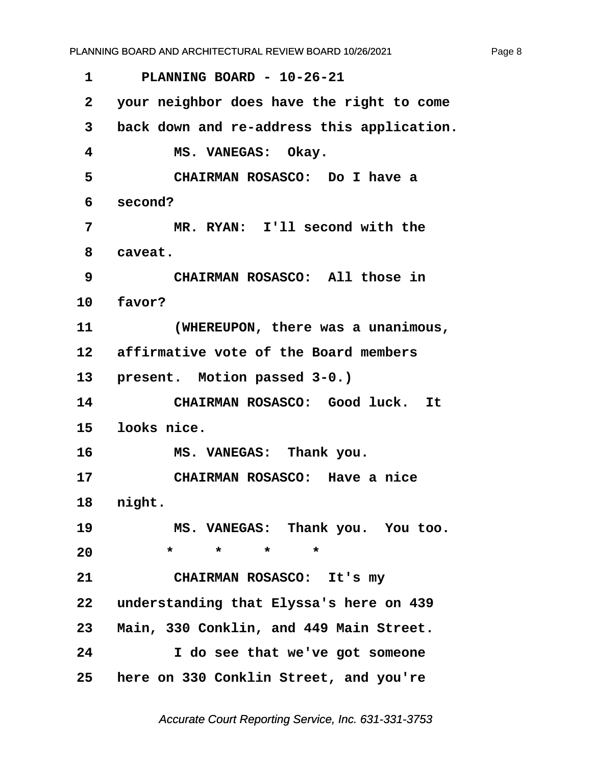1 PLANNING BOARD - 10-26-21

2 your neighbor does have the right to come

3 back down and re-address this application.

4 MS. VANEGAS: Okay.

5 CHAIRMAN ROSASCO: Do I have a

6 second?

7 MR. RYAN: I'll second with the

8 caveat.

9 CHAIRMAN ROSASCO: All those in

10 favor?

11 (WHEREUPON, there was a unanimous,

12 affirmative vote of the Board members

13 present. Motion passed 3-0.)

14 CHAIRMAN ROSASCO: Good luck. It

15 looks nice.

16 MS. VANEGAS: Thank you.

17 CHAIRMAN ROSASCO: Have a nice

18 night.

19 MS. VANEGAS: Thank you. You too.

20 * * * *

21 CHAIRMAN ROSASCO: It's my

22 understanding that Elyssa's here on 439

23 Main, 330 Conklin, and 449 Main Street.

24 I do see that we've got someone

25 here on 330 Conklin Street, and you're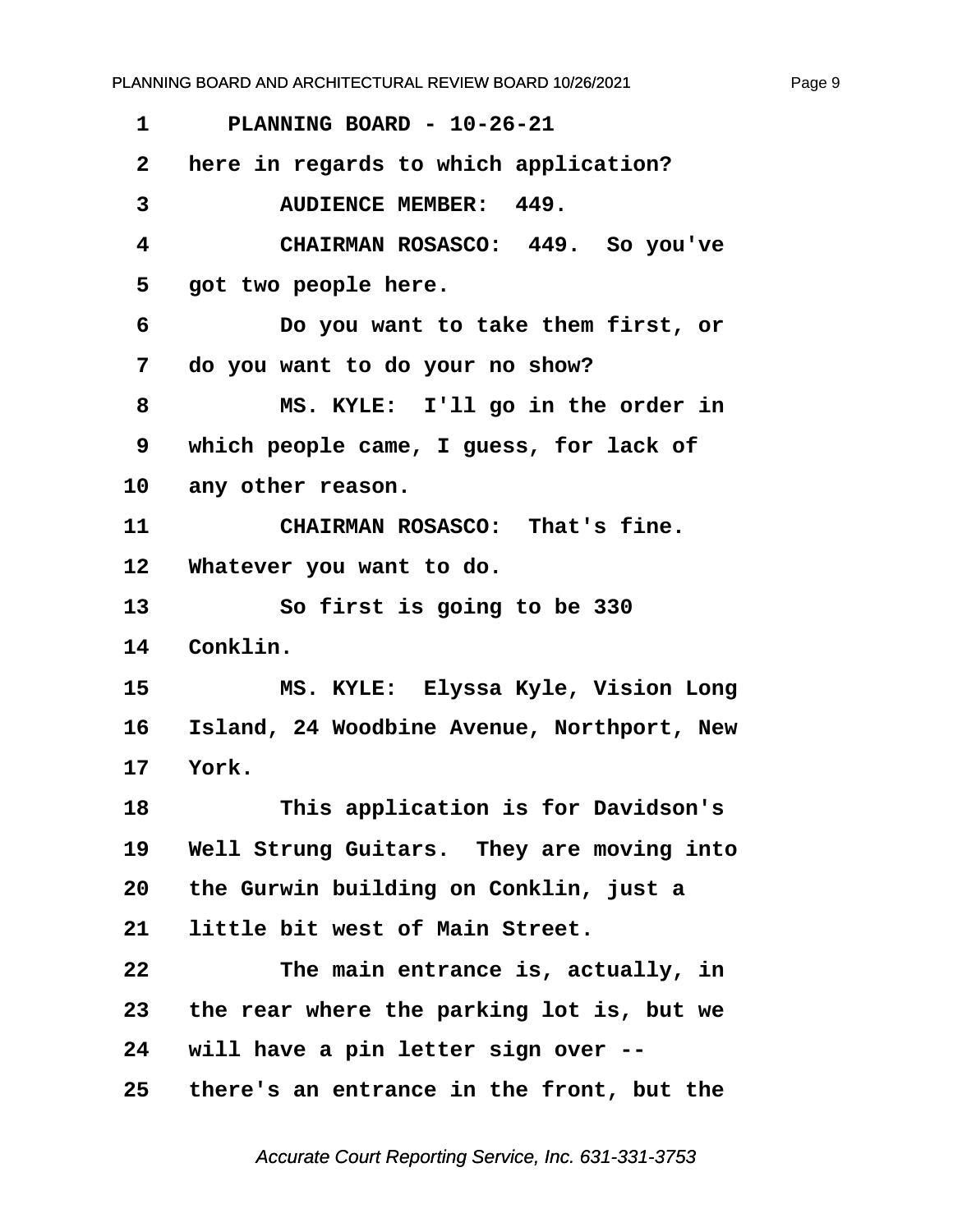1 PLANNING BOARD - 10-26-21

2 here in regards to which application?

3 AUDIENCE MEMBER: 449.

4 CHAIRMAN ROSASCO: 449. So you've

5 got two people here.

6 Do you want to take them first, or

7 do you want to do your no show?

8 MS. KYLE: I'll go in the order in

9 which people came, I guess, for lack of

10 any other reason.

11 CHAIRMAN ROSASCO: That's fine.

12 Whatever you want to do.

13 So first is going to be 330

14 Conklin.

15 MS. KYLE: Elyssa Kyle, Vision Long

16 Island, 24 Woodbine Avenue, Northport, New

17 York.

18 This application is for Davidson's

19 Well Strung Guitars. They are moving into

20 the Gurwin building on Conklin, just a

21 little bit west of Main Street.

22 The main entrance is, actually, in

23 the rear where the parking lot is, but we

24 will have a pin letter sign over --

25 there's an entrance in the front, but the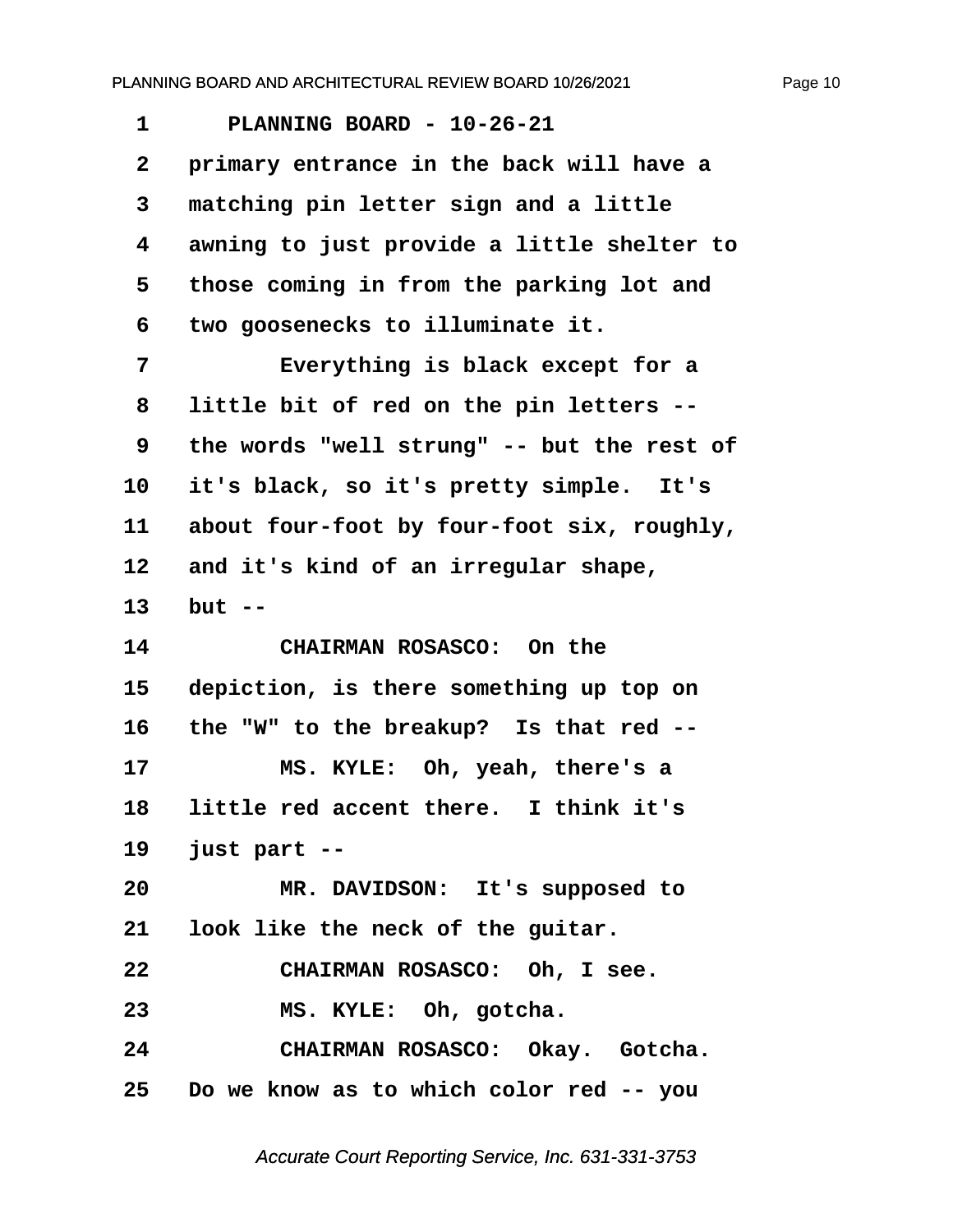PLANNING BOARD - 10-26-21

primary entrance in the back will have a matching pin letter sign and a little awning to just provide a little shelter to those coming in from the parking lot and two goosenecks to illuminate it.

Everything is black except for a little bit of red on the pin letters -- the words "well strung" -- but the rest of it's black, so it's pretty simple. It's about four-foot by four-foot six, roughly, and it's kind of an irregular shape, but --

CHAIRMAN ROSASCO: On the depiction, is there something up top on the "W" to the breakup? Is that red --

MS. KYLE: Oh, yeah, there's a little red accent there. I think it's just part --

MR. DAVIDSON: It's supposed to look like the neck of the guitar.

CHAIRMAN ROSASCO: Oh, I see.

MS. KYLE: Oh, gotcha.

CHAIRMAN ROSASCO: Okay. Gotcha. Do we know as to which color red -- you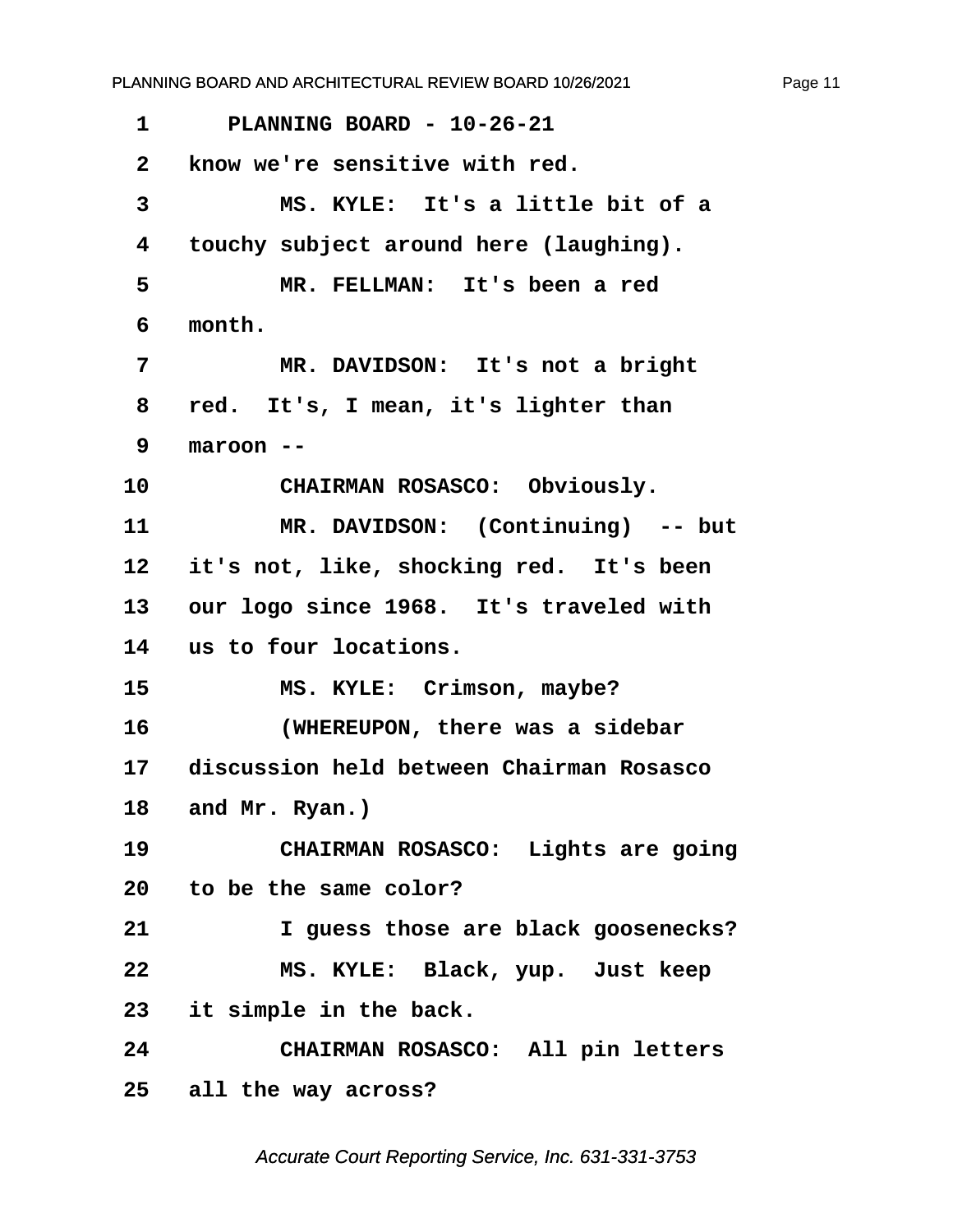1 PLANNING BOARD - 10-26-21

2 know we're sensitive with red.

3 MS. KYLE: It's a little bit of a

4 touchy subject around here (laughing).

5 MR. FELLMAN: It's been a red

6 month.

7 MR. DAVIDSON: It's not a bright

8 red. It's, I mean, it's lighter than

9 maroon --

10 CHAIRMAN ROSASCO: Obviously.

11 MR. DAVIDSON: (Continuing) -- but

12 it's not, like, shocking red. It's been

13 our logo since 1968. It's traveled with

14 us to four locations.

15 MS. KYLE: Crimson, maybe?

16 (WHEREUPON, there was a sidebar

17 discussion held between Chairman Rosasco

18 and Mr. Ryan.)

19 CHAIRMAN ROSASCO: Lights are going

20 to be the same color?

21 I guess those are black goosenecks?

22 MS. KYLE: Black, yup. Just keep

23 it simple in the back.

24 CHAIRMAN ROSASCO: All pin letters

25 all the way across?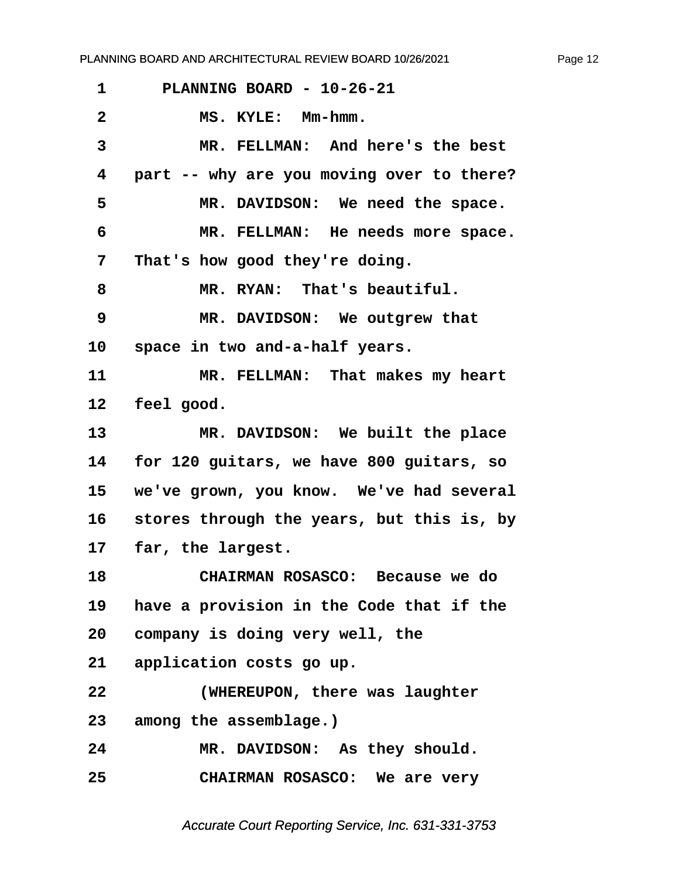1 PLANNING BOARD - 10-26-21

2 MS. KYLE: Mm-hmm.

3 MR. FELLMAN: And here's the best

4 part -- why are you moving over to there?

5 MR. DAVIDSON: We need the space.

6 MR. FELLMAN: He needs more space.

7 That's how good they're doing.

8 MR. RYAN: That's beautiful.

9 MR. DAVIDSON: We outgrew that

10 space in two and-a-half years.

11 MR. FELLMAN: That makes my heart

12 feel good.

13 MR. DAVIDSON: We built the place

14 for 120 guitars, we have 800 guitars, so

15 we've grown, you know. We've had several

16 stores through the years, but this is, by

17 far, the largest.

18 CHAIRMAN ROSASCO: Because we do

19 have a provision in the Code that if the

20 company is doing very well, the

21 application costs go up.

22 (WHEREUPON, there was laughter

23 among the assemblage.)

24 MR. DAVIDSON: As they should.

25 CHAIRMAN ROSASCO: We are very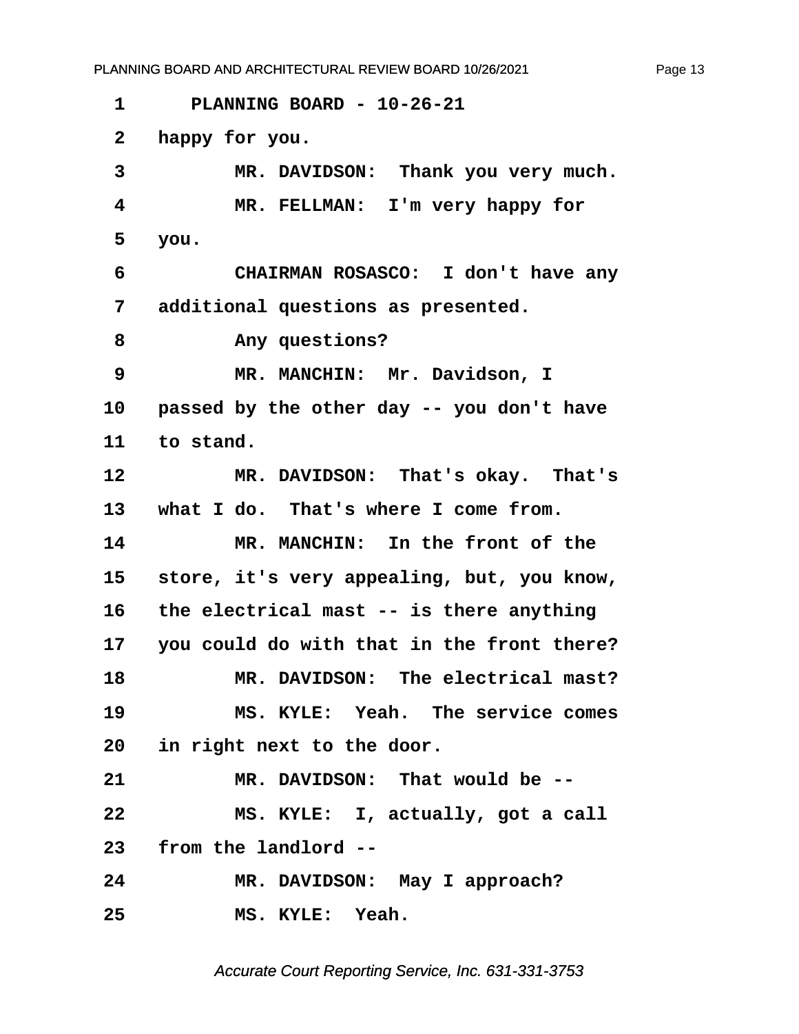PLANNING BOARD - 10-26-21

happy for you.

MR. DAVIDSON: Thank you very much.

MR. FELLMAN: I'm very happy for you.

CHAIRMAN ROSASCO: I don't have any additional questions as presented.

Any questions?

MR. MANCHIN: Mr. Davidson, I passed by the other day -- you don't have to stand.

MR. DAVIDSON: That's okay. That's what I do. That's where I come from.

MR. MANCHIN: In the front of the store, it's very appealing, but, you know, the electrical mast -- is there anything you could do with that in the front there?

MR. DAVIDSON: The electrical mast?

MS. KYLE: Yeah. The service comes in right next to the door.

MR. DAVIDSON: That would be --

MS. KYLE: I, actually, got a call from the landlord --

MR. DAVIDSON: May I approach?

MS. KYLE: Yeah.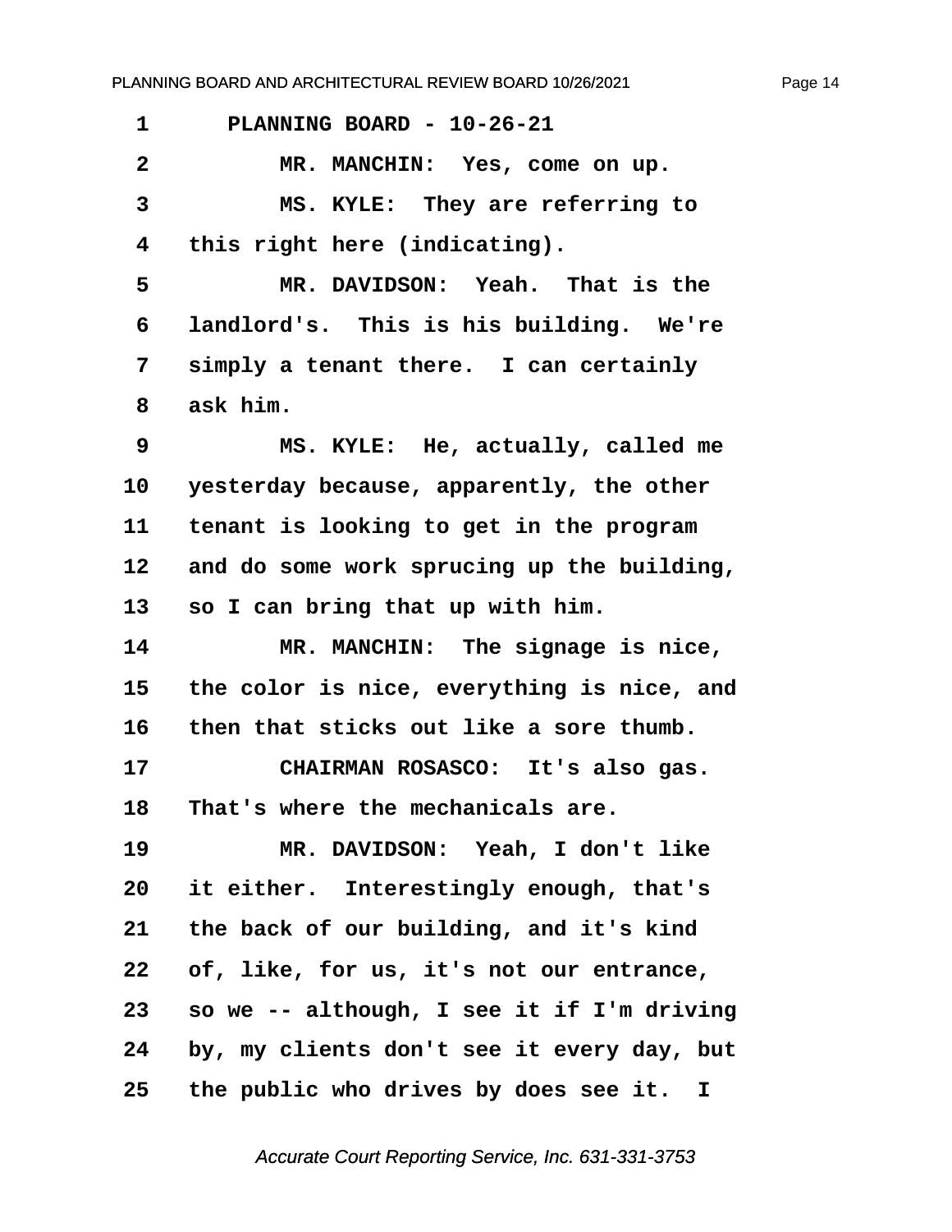PLANNING BOARD - 10-26-21

MR. MANCHIN: Yes, come on up.

MS. KYLE: They are referring to this right here (indicating).

MR. DAVIDSON: Yeah. That is the landlord's. This is his building. We're simply a tenant there. I can certainly ask him.

MS. KYLE: He, actually, called me yesterday because, apparently, the other tenant is looking to get in the program and do some work sprucing up the building, so I can bring that up with him.

MR. MANCHIN: The signage is nice, the color is nice, everything is nice, and then that sticks out like a sore thumb.

CHAIRMAN ROSASCO: It's also gas. That's where the mechanicals are.

MR. DAVIDSON: Yeah, I don't like it either. Interestingly enough, that's the back of our building, and it's kind of, like, for us, it's not our entrance, so we -- although, I see it if I'm driving by, my clients don't see it every day, but the public who drives by does see it. I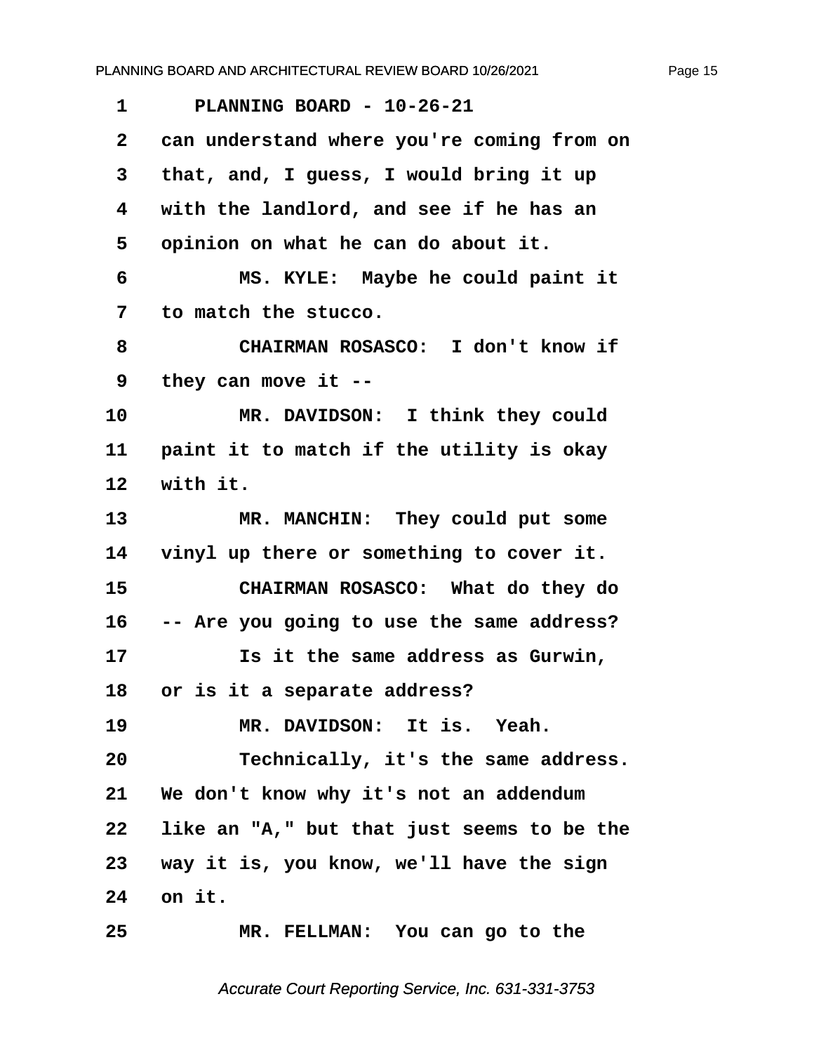1 PLANNING BOARD - 10-26-21

2 can understand where you're coming from on

3 that, and, I guess, I would bring it up

4 with the landlord, and see if he has an

5 opinion on what he can do about it.

6 MS. KYLE: Maybe he could paint it

7 to match the stucco.

8 CHAIRMAN ROSASCO: I don't know if

9 they can move it --

10 MR. DAVIDSON: I think they could

11 paint it to match if the utility is okay

12 with it.

13 MR. MANCHIN: They could put some

14 vinyl up there or something to cover it.

15 CHAIRMAN ROSASCO: What do they do

16 -- Are you going to use the same address?

17 Is it the same address as Gurwin,

18 or is it a separate address?

19 MR. DAVIDSON: It is. Yeah.

20 Technically, it's the same address.

21 We don't know why it's not an addendum

22 like an "A," but that just seems to be the

23 way it is, you know, we'll have the sign

24 on it.

25 MR. FELLMAN: You can go to the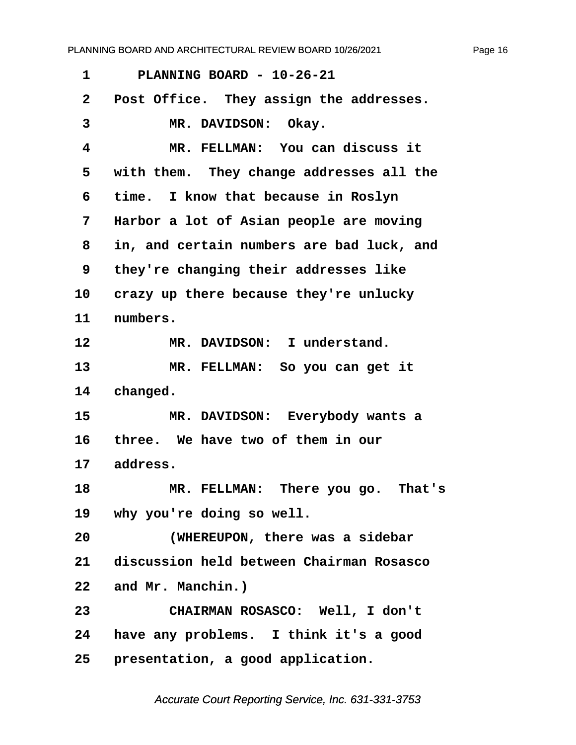PLANNING BOARD - 10-26-21

Post Office. They assign the addresses.

MR. DAVIDSON: Okay.

MR. FELLMAN: You can discuss it with them. They change addresses all the time. I know that because in Roslyn Harbor a lot of Asian people are moving in, and certain numbers are bad luck, and they're changing their addresses like crazy up there because they're unlucky numbers.

MR. DAVIDSON: I understand.

MR. FELLMAN: So you can get it changed.

MR. DAVIDSON: Everybody wants a three. We have two of them in our address.

MR. FELLMAN: There you go. That's why you're doing so well.

(WHEREUPON, there was a sidebar discussion held between Chairman Rosasco and Mr. Manchin.)

CHAIRMAN ROSASCO: Well, I don't have any problems. I think it's a good presentation, a good application.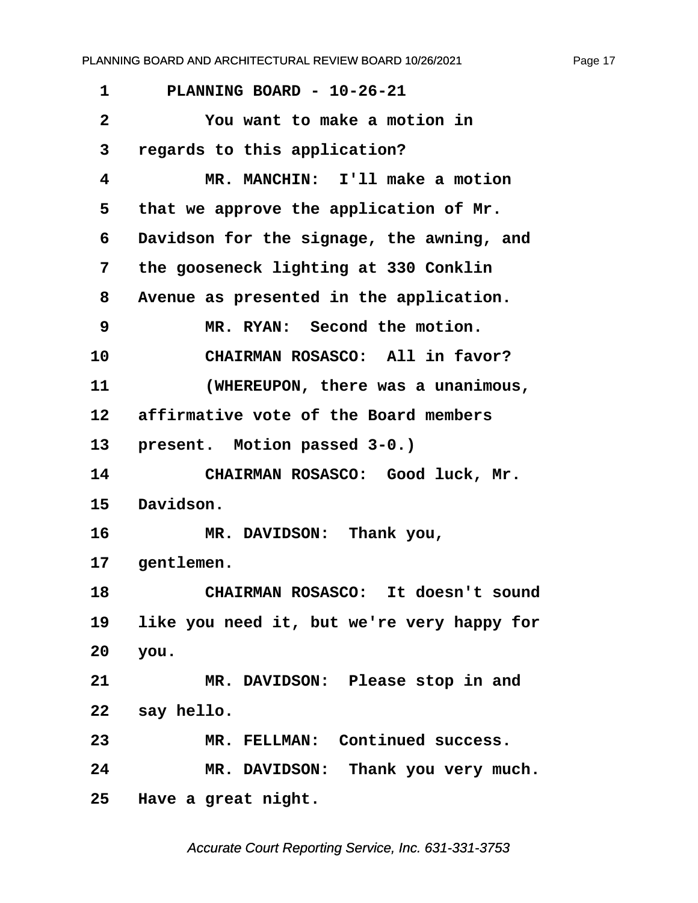PLANNING BOARD - 10-26-21

You want to make a motion in regards to this application?

MR. MANCHIN: I'll make a motion that we approve the application of Mr. Davidson for the signage, the awning, and the gooseneck lighting at 330 Conklin Avenue as presented in the application.

MR. RYAN: Second the motion.

CHAIRMAN ROSASCO: All in favor?

(WHEREUPON, there was a unanimous, affirmative vote of the Board members present. Motion passed 3-0.)

CHAIRMAN ROSASCO: Good luck, Mr. Davidson.

MR. DAVIDSON: Thank you, gentlemen.

CHAIRMAN ROSASCO: It doesn't sound like you need it, but we're very happy for you.

MR. DAVIDSON: Please stop in and say hello.

MR. FELLMAN: Continued success.

MR. DAVIDSON: Thank you very much. Have a great night.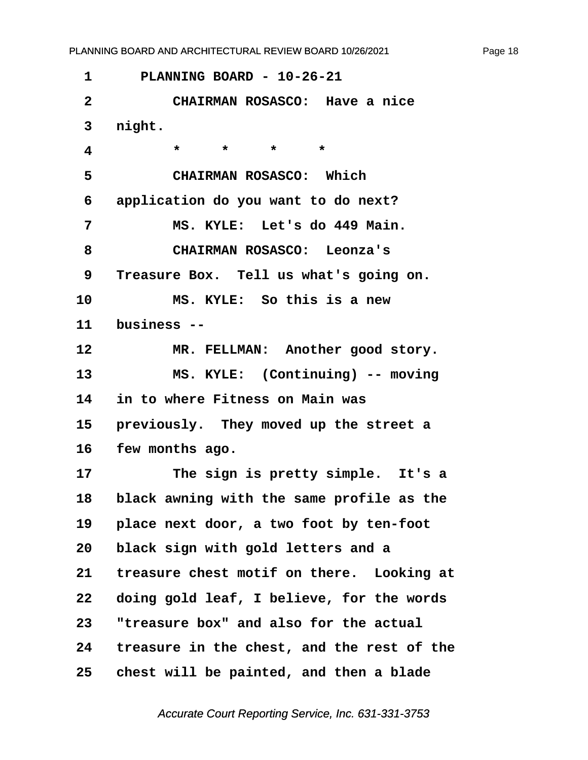PLANNING BOARD - 10-26-21

CHAIRMAN ROSASCO: Have a nice night.

\* \* \* \*

CHAIRMAN ROSASCO: Which application do you want to do next?

MS. KYLE: Let's do 449 Main.

CHAIRMAN ROSASCO: Leonza's Treasure Box. Tell us what's going on.

MS. KYLE: So this is a new business --

MR. FELLMAN: Another good story.

MS. KYLE: (Continuing) -- moving in to where Fitness on Main was previously. They moved up the street a few months ago.

The sign is pretty simple. It's a black awning with the same profile as the place next door, a two foot by ten-foot black sign with gold letters and a treasure chest motif on there. Looking at doing gold leaf, I believe, for the words "treasure box" and also for the actual treasure in the chest, and the rest of the chest will be painted, and then a blade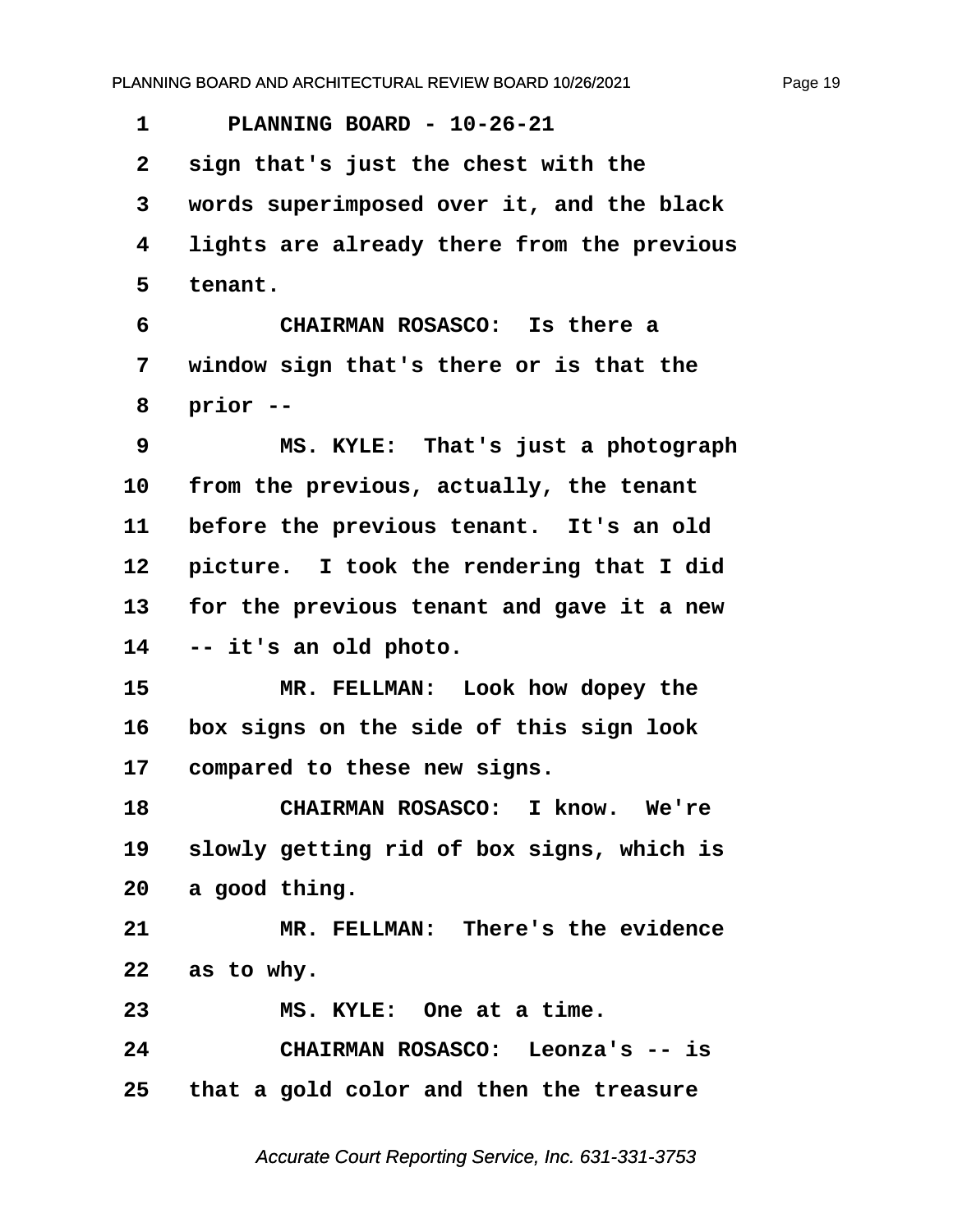PLANNING BOARD - 10-26-21

sign that's just the chest with the words superimposed over it, and the black lights are already there from the previous tenant.

CHAIRMAN ROSASCO: Is there a window sign that's there or is that the prior --

MS. KYLE: That's just a photograph from the previous, actually, the tenant before the previous tenant. It's an old picture. I took the rendering that I did for the previous tenant and gave it a new -- it's an old photo.

MR. FELLMAN: Look how dopey the box signs on the side of this sign look compared to these new signs.

CHAIRMAN ROSASCO: I know. We're slowly getting rid of box signs, which is a good thing.

MR. FELLMAN: There's the evidence as to why.

MS. KYLE: One at a time.

CHAIRMAN ROSASCO: Leonza's -- is that a gold color and then the treasure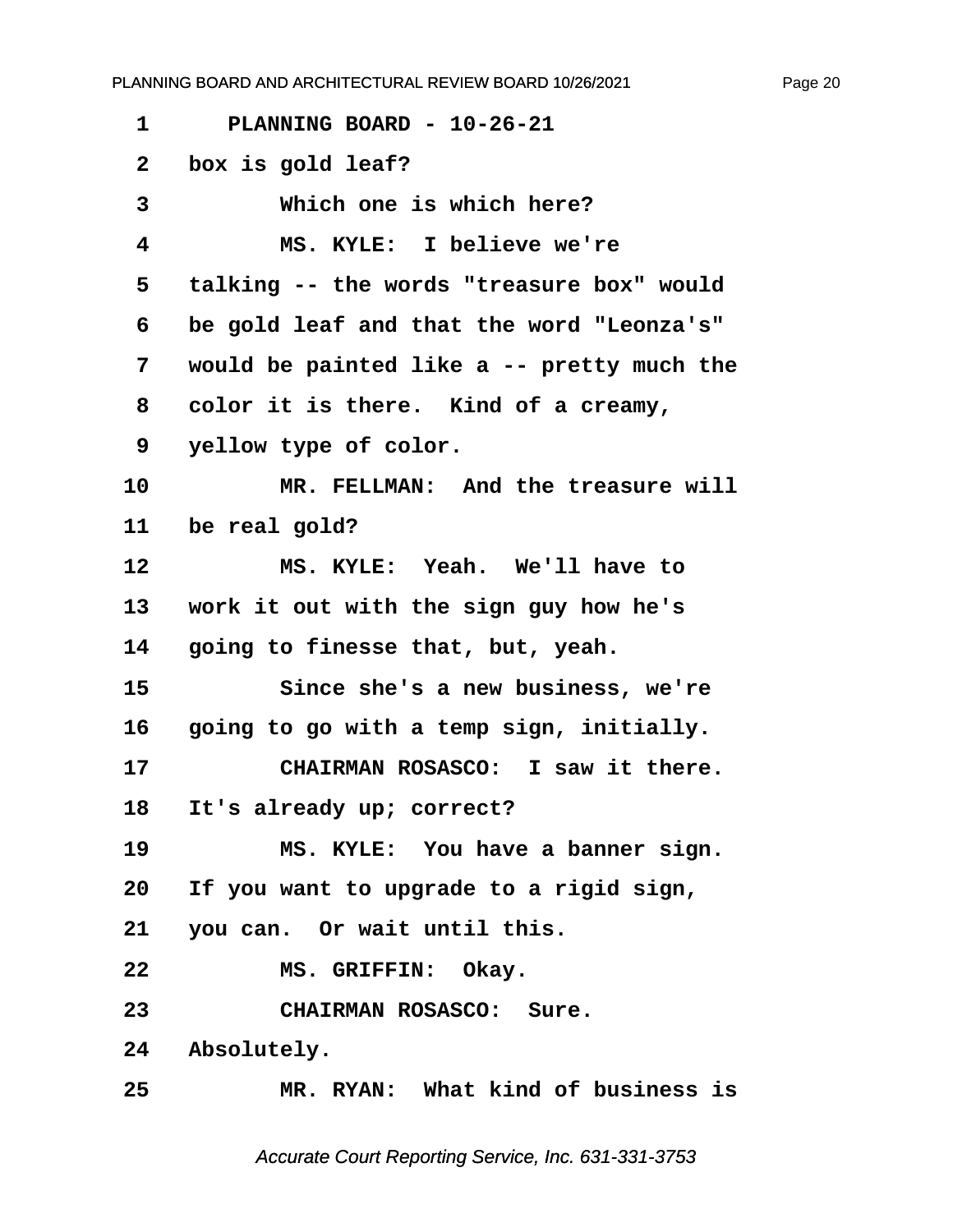PLANNING BOARD - 10-26-21

box is gold leaf?

Which one is which here?

MS. KYLE: I believe we're talking -- the words "treasure box" would be gold leaf and that the word "Leonza's" would be painted like a -- pretty much the color it is there. Kind of a creamy, yellow type of color.

MR. FELLMAN: And the treasure will be real gold?

MS. KYLE: Yeah. We'll have to work it out with the sign guy how he's going to finesse that, but, yeah.

Since she's a new business, we're going to go with a temp sign, initially.

CHAIRMAN ROSASCO: I saw it there. It's already up; correct?

MS. KYLE: You have a banner sign. If you want to upgrade to a rigid sign, you can. Or wait until this.

MS. GRIFFIN: Okay.

CHAIRMAN ROSASCO: Sure. Absolutely.

MR. RYAN: What kind of business is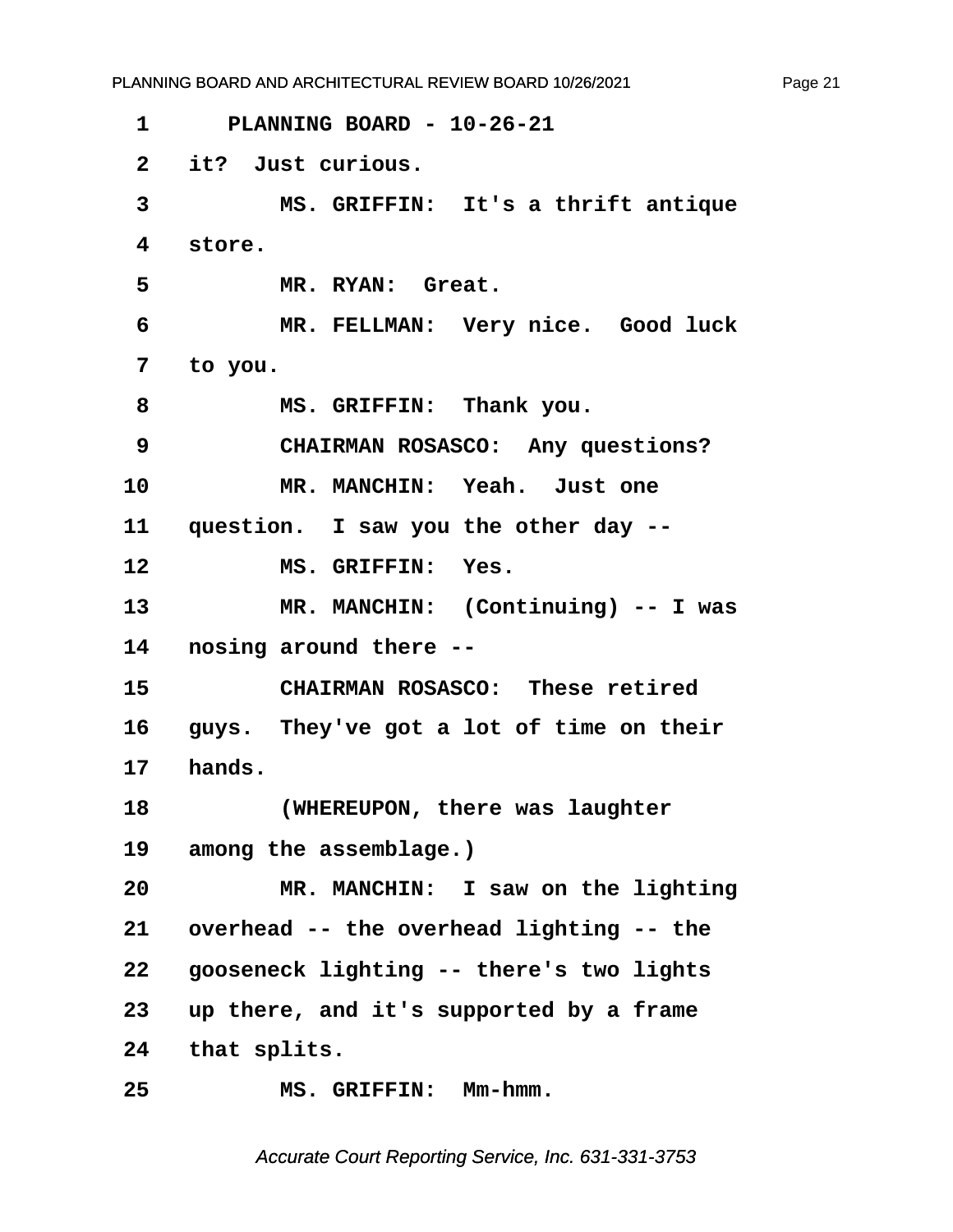1 PLANNING BOARD - 10-26-21

2 it? Just curious.

3 MS. GRIFFIN: It's a thrift antique

4 store.

5 MR. RYAN: Great.

6 MR. FELLMAN: Very nice. Good luck

7 to you.

8 MS. GRIFFIN: Thank you.

9 CHAIRMAN ROSASCO: Any questions?

10 MR. MANCHIN: Yeah. Just one

11 question. I saw you the other day --

12 MS. GRIFFIN: Yes.

13 MR. MANCHIN: (Continuing) -- I was

14 nosing around there --

15 CHAIRMAN ROSASCO: These retired

16 guys. They've got a lot of time on their

17 hands.

18 (WHEREUPON, there was laughter

19 among the assemblage.)

20 MR. MANCHIN: I saw on the lighting

21 overhead -- the overhead lighting -- the

22 gooseneck lighting -- there's two lights

23 up there, and it's supported by a frame

24 that splits.

25 MS. GRIFFIN: Mm-hmm.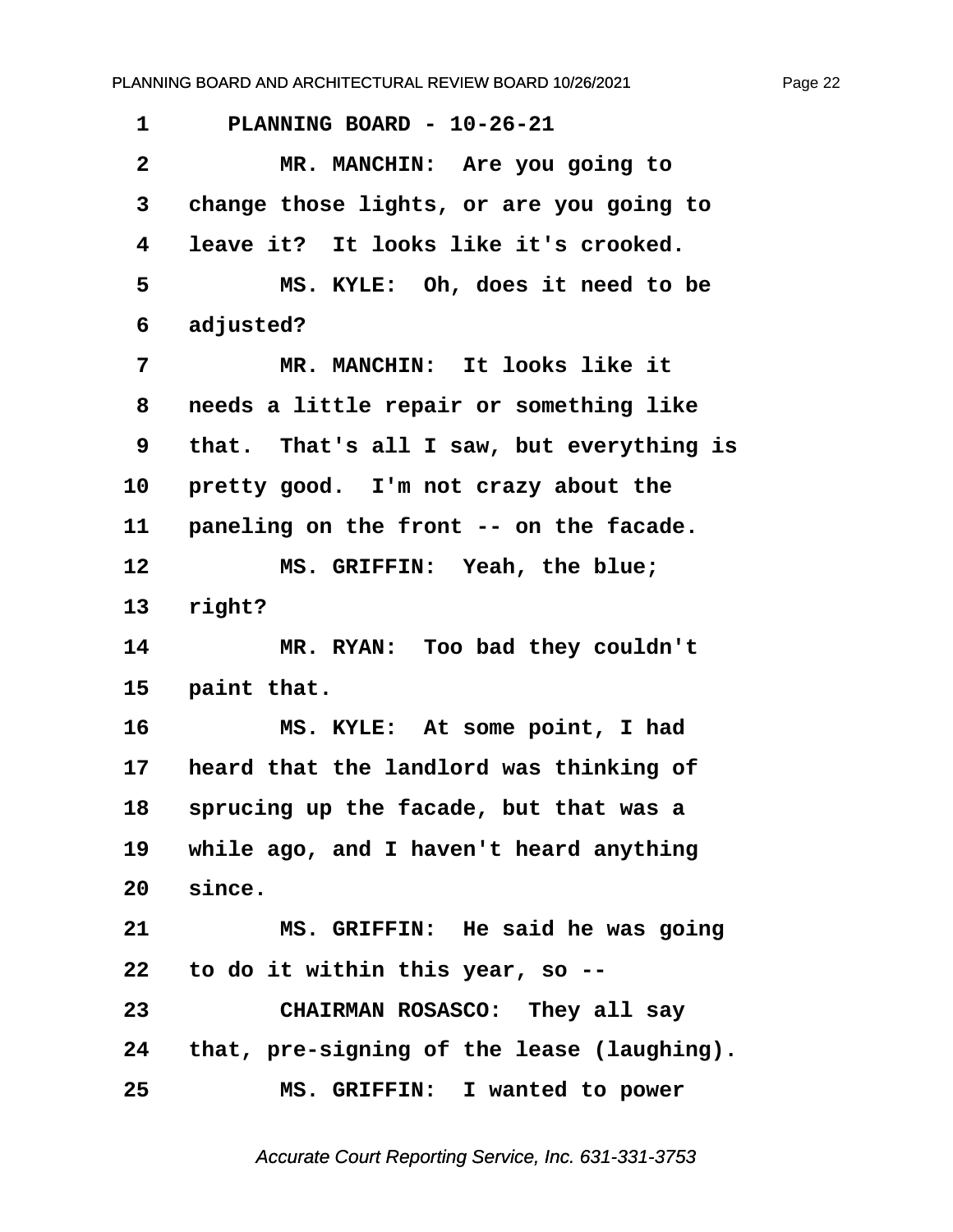PLANNING BOARD - 10-26-21

MR. MANCHIN: Are you going to change those lights, or are you going to leave it? It looks like it's crooked.

MS. KYLE: Oh, does it need to be adjusted?

MR. MANCHIN: It looks like it needs a little repair or something like that. That's all I saw, but everything is pretty good. I'm not crazy about the paneling on the front -- on the facade.

MS. GRIFFIN: Yeah, the blue; right?

MR. RYAN: Too bad they couldn't paint that.

MS. KYLE: At some point, I had heard that the landlord was thinking of sprucing up the facade, but that was a while ago, and I haven't heard anything since.

MS. GRIFFIN: He said he was going to do it within this year, so --

CHAIRMAN ROSASCO: They all say that, pre-signing of the lease (laughing).

MS. GRIFFIN: I wanted to power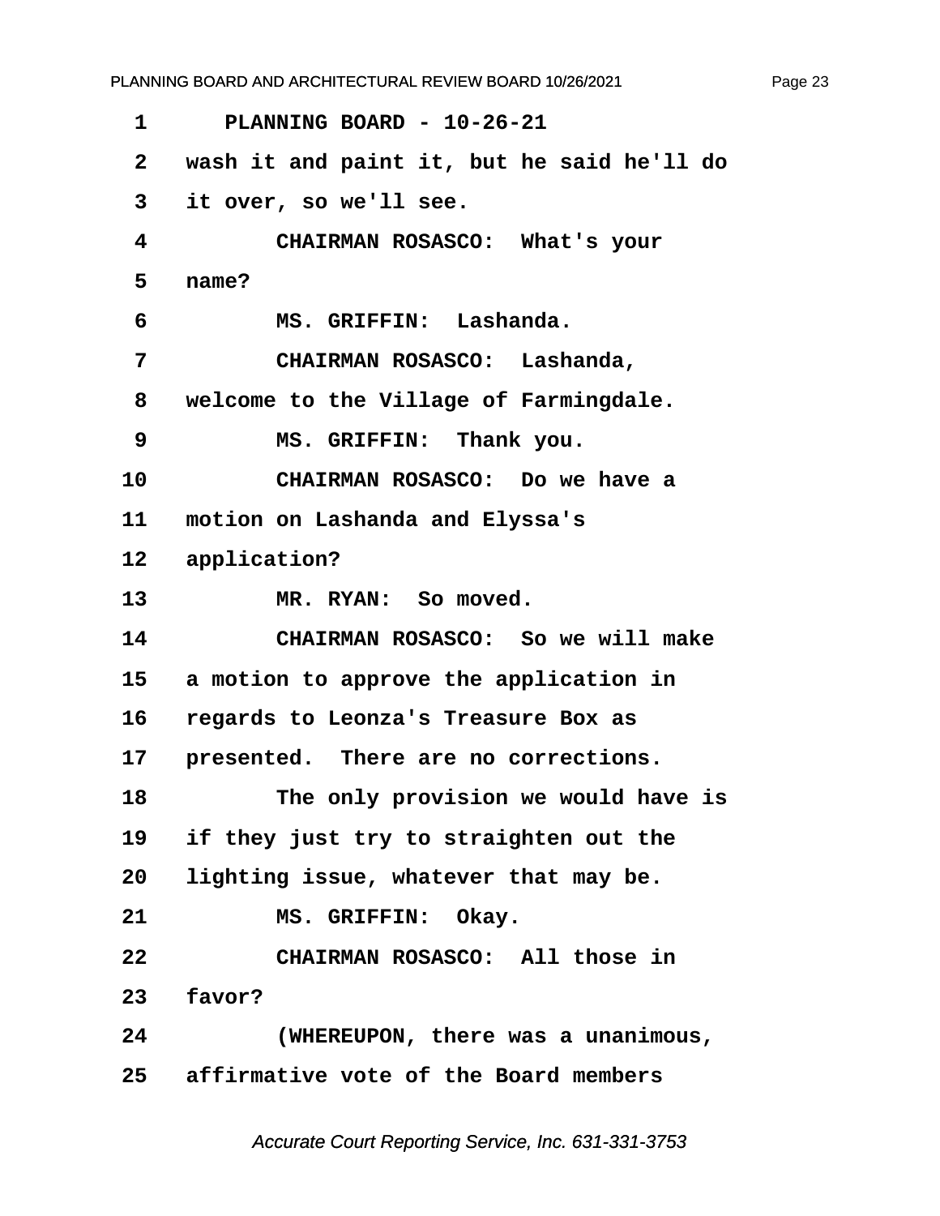1 PLANNING BOARD - 10-26-21

2 wash it and paint it, but he said he'll do

3 it over, so we'll see.

4 CHAIRMAN ROSASCO: What's your

5 name?

6 MS. GRIFFIN: Lashanda.

7 CHAIRMAN ROSASCO: Lashanda,

8 welcome to the Village of Farmingdale.

9 MS. GRIFFIN: Thank you.

10 CHAIRMAN ROSASCO: Do we have a

11 motion on Lashanda and Elyssa's

12 application?

13 MR. RYAN: So moved.

14 CHAIRMAN ROSASCO: So we will make

15 a motion to approve the application in

16 regards to Leonza's Treasure Box as

17 presented. There are no corrections.

18 The only provision we would have is

19 if they just try to straighten out the

20 lighting issue, whatever that may be.

21 MS. GRIFFIN: Okay.

22 CHAIRMAN ROSASCO: All those in

23 favor?

24 (WHEREUPON, there was a unanimous,

25 affirmative vote of the Board members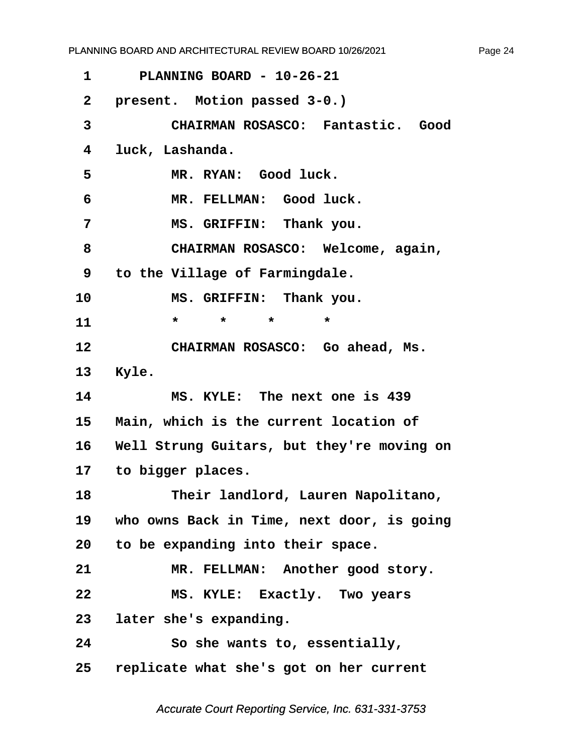PLANNING BOARD - 10-26-21

present. Motion passed 3-0.)

CHAIRMAN ROSASCO: Fantastic. Good luck, Lashanda.

MR. RYAN: Good luck.

MR. FELLMAN: Good luck.

MS. GRIFFIN: Thank you.

CHAIRMAN ROSASCO: Welcome, again, to the Village of Farmingdale.

MS. GRIFFIN: Thank you.

\* \* \* \*

CHAIRMAN ROSASCO: Go ahead, Ms. Kyle.

MS. KYLE: The next one is 439 Main, which is the current location of Well Strung Guitars, but they're moving on to bigger places.

Their landlord, Lauren Napolitano, who owns Back in Time, next door, is going to be expanding into their space.

MR. FELLMAN: Another good story.

MS. KYLE: Exactly. Two years later she's expanding.

So she wants to, essentially, replicate what she's got on her current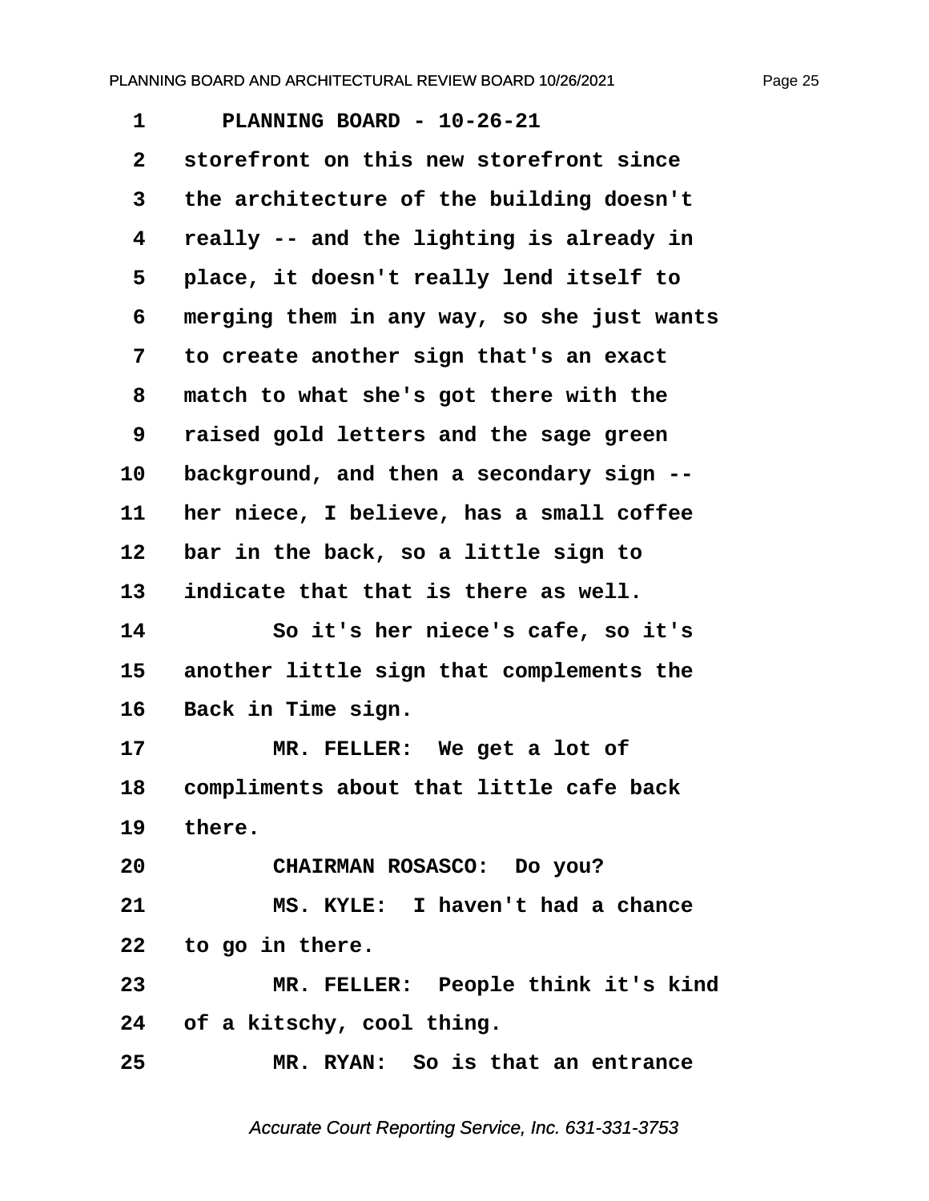PLANNING BOARD - 10-26-21

storefront on this new storefront since the architecture of the building doesn't really -- and the lighting is already in place, it doesn't really lend itself to merging them in any way, so she just wants to create another sign that's an exact match to what she's got there with the raised gold letters and the sage green background, and then a secondary sign -- her niece, I believe, has a small coffee bar in the back, so a little sign to indicate that that is there as well.

So it's her niece's cafe, so it's another little sign that complements the Back in Time sign.

MR. FELLER: We get a lot of compliments about that little cafe back there.

CHAIRMAN ROSASCO: Do you?

MS. KYLE: I haven't had a chance to go in there.

MR. FELLER: People think it's kind of a kitschy, cool thing.

MR. RYAN: So is that an entrance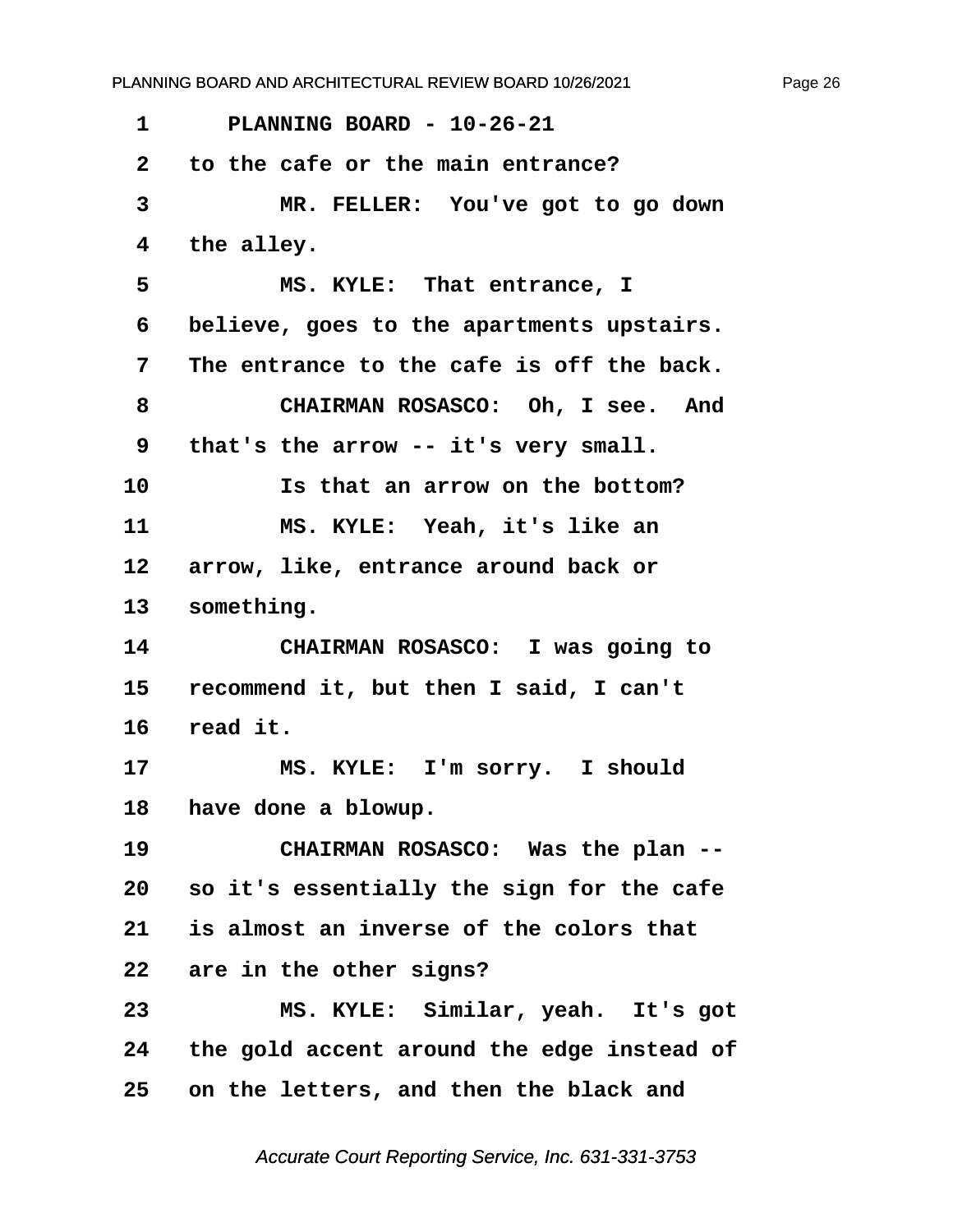PLANNING BOARD - 10-26-21

to the cafe or the main entrance?

MR. FELLER: You've got to go down the alley.

MS. KYLE: That entrance, I believe, goes to the apartments upstairs. The entrance to the cafe is off the back.

CHAIRMAN ROSASCO: Oh, I see. And that's the arrow -- it's very small.

Is that an arrow on the bottom?

MS. KYLE: Yeah, it's like an arrow, like, entrance around back or something.

CHAIRMAN ROSASCO: I was going to recommend it, but then I said, I can't read it.

MS. KYLE: I'm sorry. I should have done a blowup.

CHAIRMAN ROSASCO: Was the plan -- so it's essentially the sign for the cafe is almost an inverse of the colors that are in the other signs?

MS. KYLE: Similar, yeah. It's got the gold accent around the edge instead of on the letters, and then the black and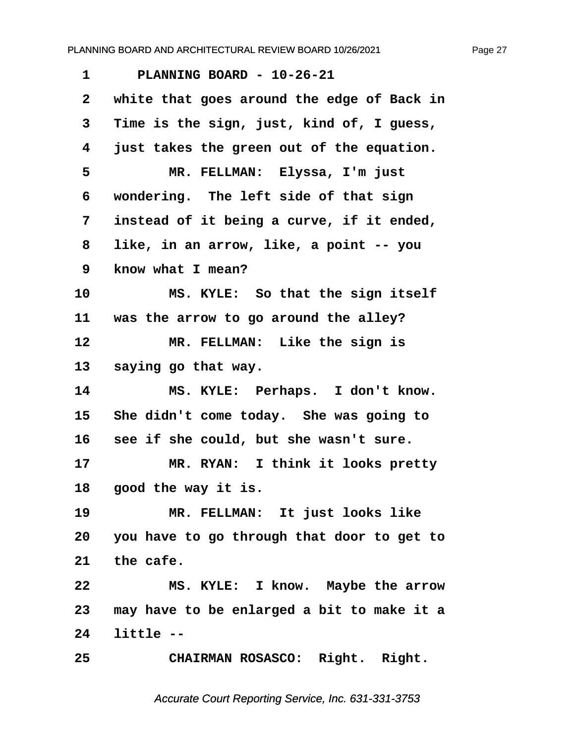1 PLANNING BOARD - 10-26-21

2 white that goes around the edge of Back in

3 Time is the sign, just, kind of, I guess,

4 just takes the green out of the equation.

5 MR. FELLMAN: Elyssa, I'm just

6 wondering. The left side of that sign

7 instead of it being a curve, if it ended,

8 like, in an arrow, like, a point -- you

9 know what I mean?

10 MS. KYLE: So that the sign itself

11 was the arrow to go around the alley?

12 MR. FELLMAN: Like the sign is

13 saying go that way.

14 MS. KYLE: Perhaps. I don't know.

15 She didn't come today. She was going to

16 see if she could, but she wasn't sure.

17 MR. RYAN: I think it looks pretty

18 good the way it is.

19 MR. FELLMAN: It just looks like

20 you have to go through that door to get to

21 the cafe.

22 MS. KYLE: I know. Maybe the arrow

23 may have to be enlarged a bit to make it a

24 little --

25 CHAIRMAN ROSASCO: Right. Right.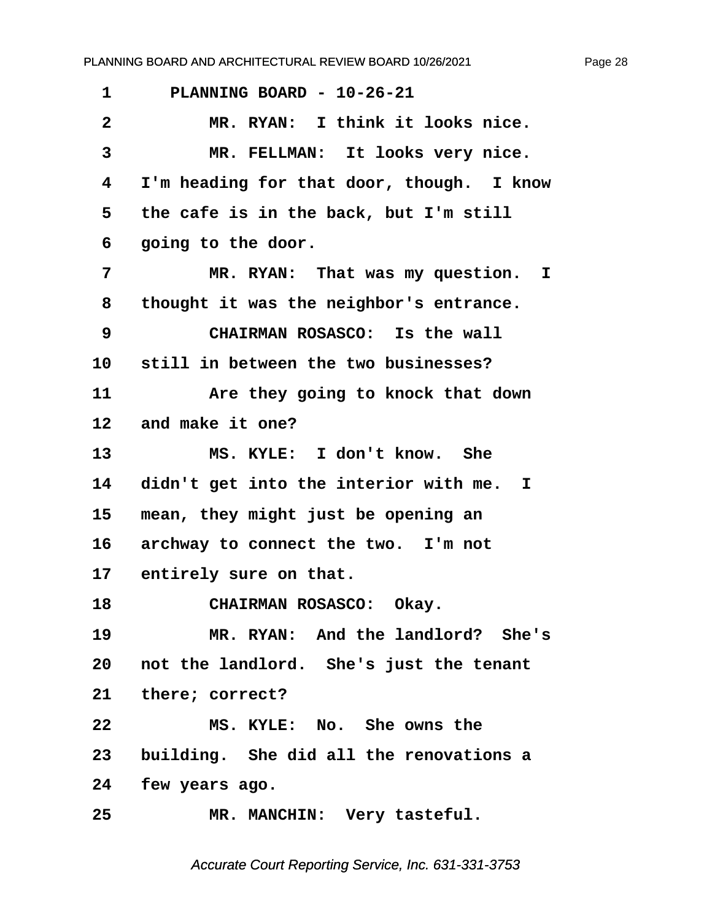PLANNING BOARD - 10-26-21

MR. RYAN: I think it looks nice.

MR. FELLMAN: It looks very nice. I'm heading for that door, though. I know the cafe is in the back, but I'm still going to the door.

MR. RYAN: That was my question. I thought it was the neighbor's entrance.

CHAIRMAN ROSASCO: Is the wall still in between the two businesses?

Are they going to knock that down and make it one?

MS. KYLE: I don't know. She didn't get into the interior with me. I mean, they might just be opening an archway to connect the two. I'm not entirely sure on that.

CHAIRMAN ROSASCO: Okay.

MR. RYAN: And the landlord? She's not the landlord. She's just the tenant there; correct?

MS. KYLE: No. She owns the building. She did all the renovations a few years ago.

MR. MANCHIN: Very tasteful.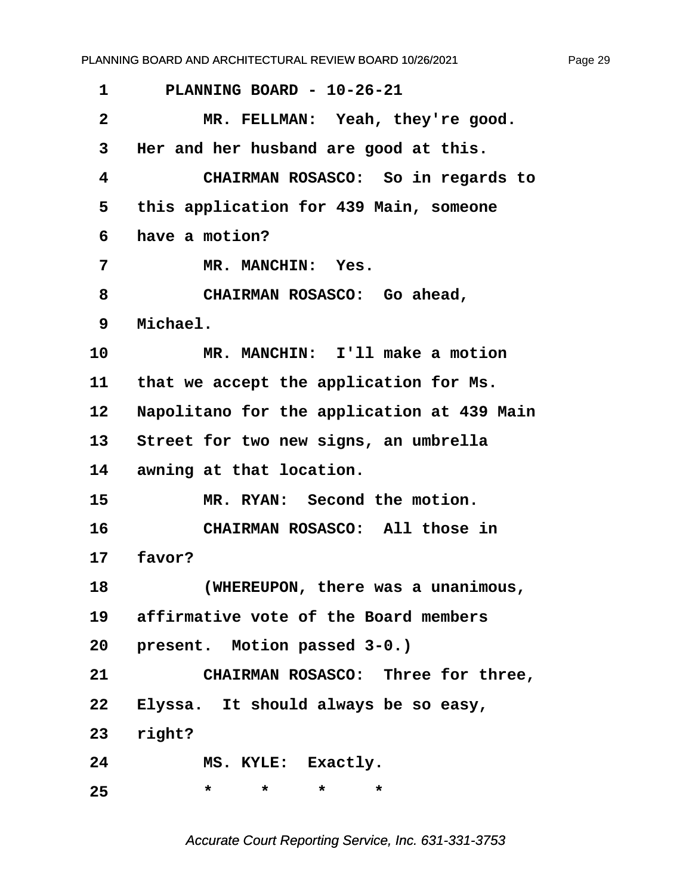PLANNING BOARD - 10-26-21

MR. FELLMAN: Yeah, they're good. Her and her husband are good at this.

CHAIRMAN ROSASCO: So in regards to this application for 439 Main, someone have a motion?

MR. MANCHIN: Yes.

CHAIRMAN ROSASCO: Go ahead, Michael.

MR. MANCHIN: I'll make a motion that we accept the application for Ms. Napolitano for the application at 439 Main Street for two new signs, an umbrella awning at that location.

MR. RYAN: Second the motion.

CHAIRMAN ROSASCO: All those in favor?

(WHEREUPON, there was a unanimous, affirmative vote of the Board members present. Motion passed 3-0.)

CHAIRMAN ROSASCO: Three for three, Elyssa. It should always be so easy, right?

MS. KYLE: Exactly.

\* \* \* \*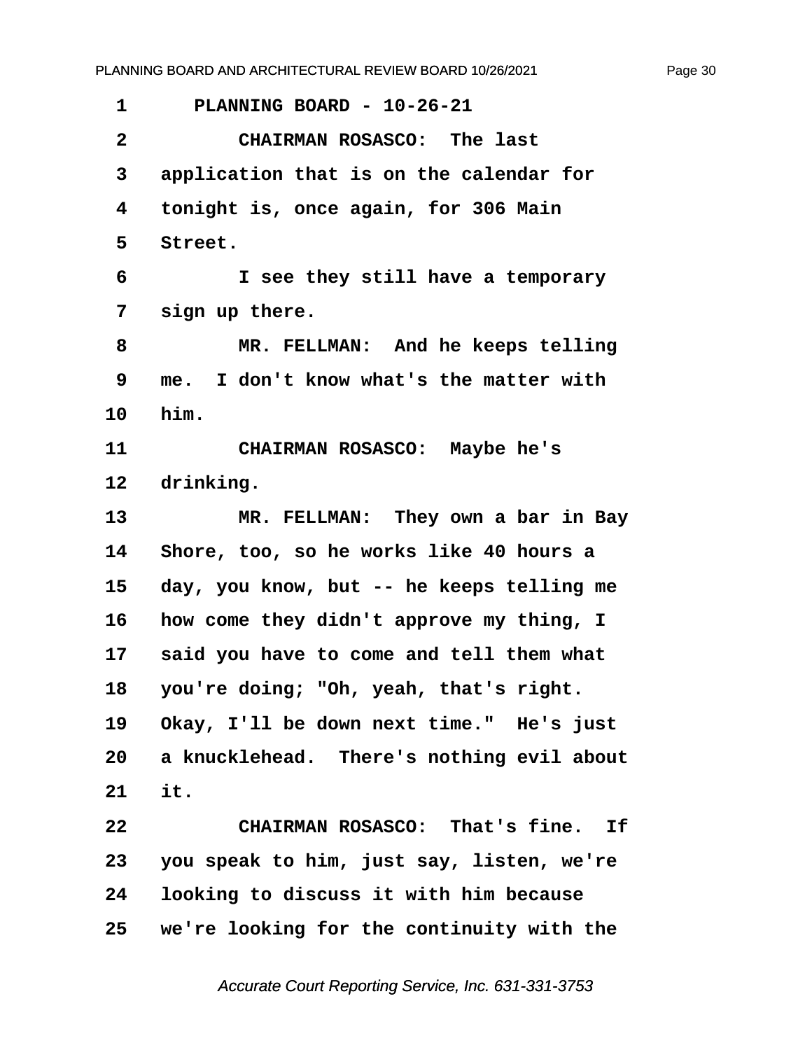PLANNING BOARD - 10-26-21

CHAIRMAN ROSASCO: The last application that is on the calendar for tonight is, once again, for 306 Main Street.

I see they still have a temporary sign up there.

MR. FELLMAN: And he keeps telling me. I don't know what's the matter with him.

CHAIRMAN ROSASCO: Maybe he's drinking.

MR. FELLMAN: They own a bar in Bay Shore, too, so he works like 40 hours a day, you know, but -- he keeps telling me how come they didn't approve my thing, I said you have to come and tell them what you're doing; "Oh, yeah, that's right. Okay, I'll be down next time." He's just a knucklehead. There's nothing evil about it.

CHAIRMAN ROSASCO: That's fine. If you speak to him, just say, listen, we're looking to discuss it with him because we're looking for the continuity with the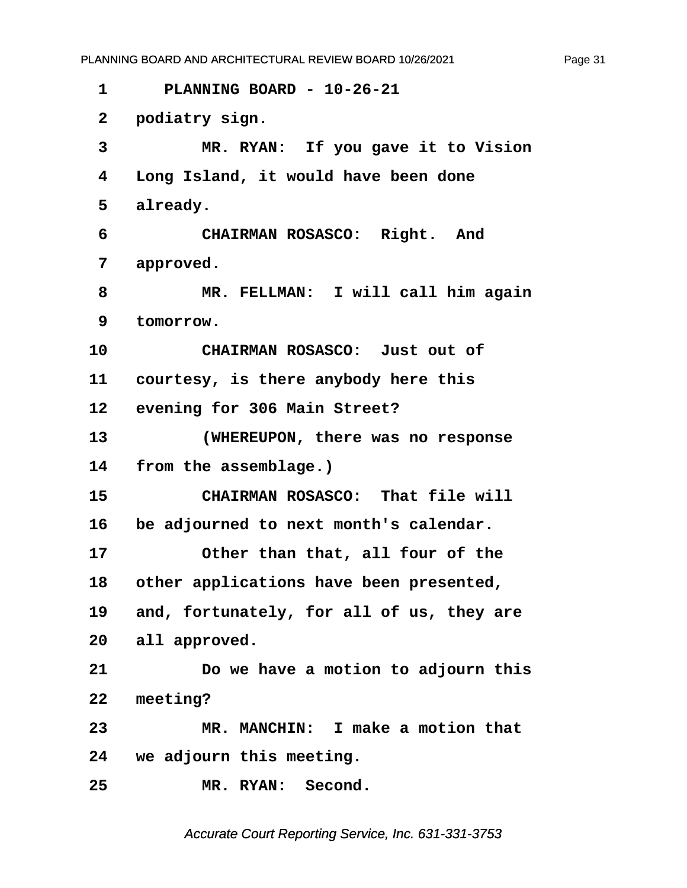1 PLANNING BOARD - 10-26-21

2 podiatry sign.

3 MR. RYAN: If you gave it to Vision

4 Long Island, it would have been done

5 already.

6 CHAIRMAN ROSASCO: Right. And

7 approved.

8 MR. FELLMAN: I will call him again

9 tomorrow.

10 CHAIRMAN ROSASCO: Just out of

11 courtesy, is there anybody here this

12 evening for 306 Main Street?

13 (WHEREUPON, there was no response

14 from the assemblage.)

15 CHAIRMAN ROSASCO: That file will

16 be adjourned to next month's calendar.

17 Other than that, all four of the

18 other applications have been presented,

19 and, fortunately, for all of us, they are

20 all approved.

21 Do we have a motion to adjourn this

22 meeting?

23 MR. MANCHIN: I make a motion that

24 we adjourn this meeting.

25 MR. RYAN: Second.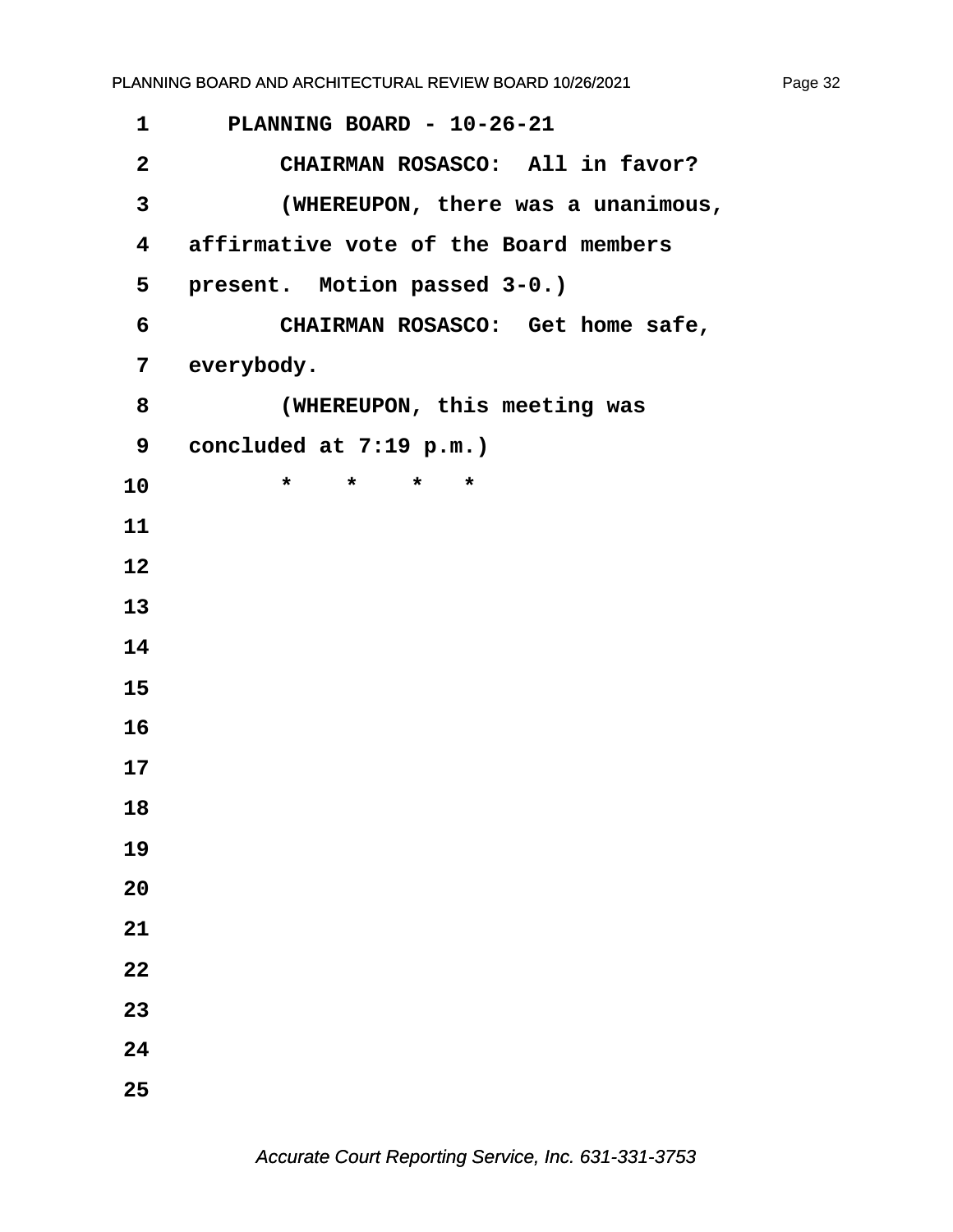PLANNING BOARD - 10-26-21

CHAIRMAN ROSASCO: All in favor?

(WHEREUPON, there was a unanimous, affirmative vote of the Board members present. Motion passed 3-0.)

CHAIRMAN ROSASCO: Get home safe, everybody.

(WHEREUPON, this meeting was concluded at 7:19 p.m.)

\* \* \* \*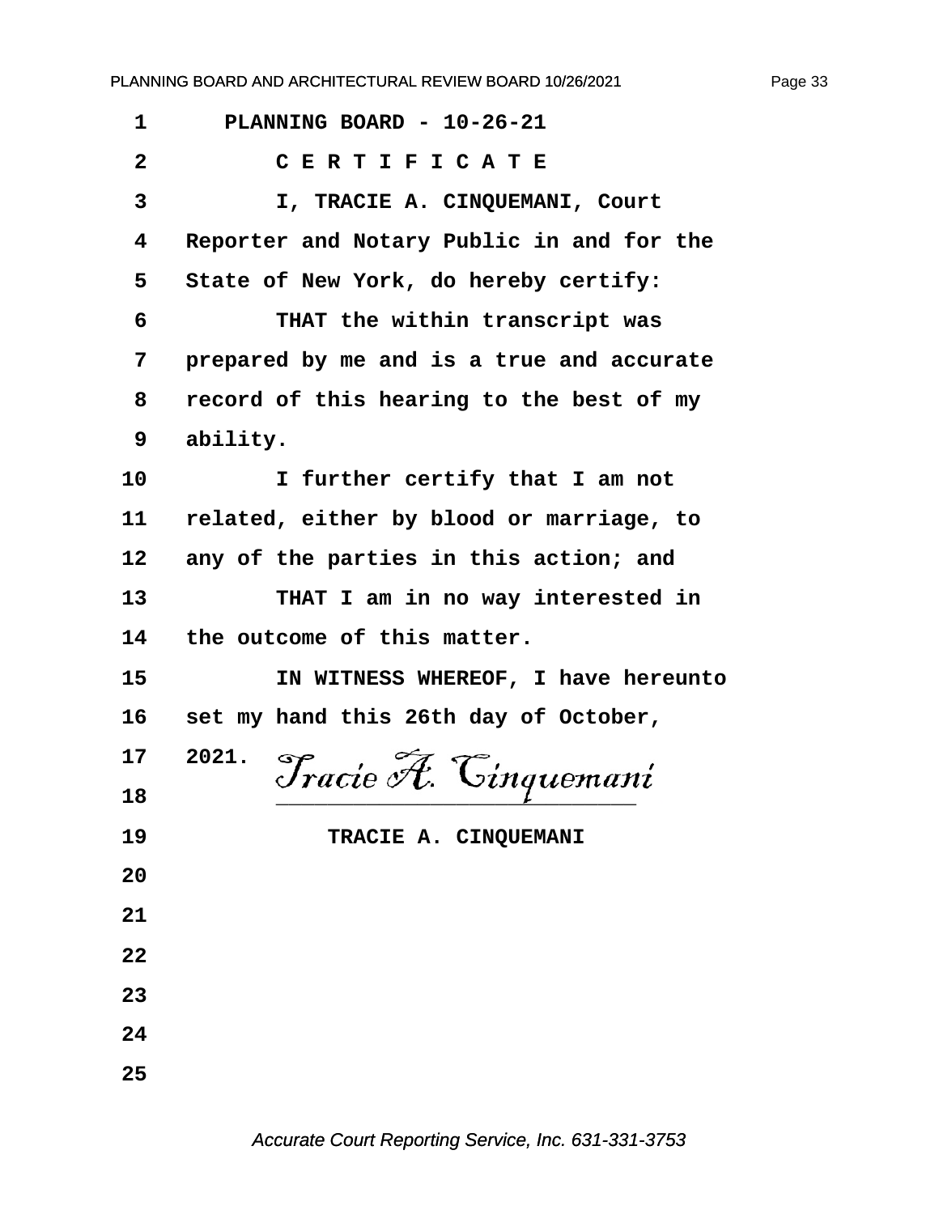PLANNING BOARD - 10-26-21

C E R T I F I C A T E

I, TRACIE A. CINQUEMANI, Court Reporter and Notary Public in and for the State of New York, do hereby certify:

THAT the within transcript was prepared by me and is a true and accurate record of this hearing to the best of my ability.

I further certify that I am not related, either by blood or marriage, to any of the parties in this action; and

THAT I am in no way interested in the outcome of this matter.

IN WITNESS WHEREOF, I have hereunto set my hand this 26th day of October, 2021.

*Tracie A. Cinquemani*

\_\_\_\_\_\_\_\_\_\_\_\_\_\_\_\_\_\_\_\_\_\_\_\_\_\_

TRACIE A. CINQUEMANI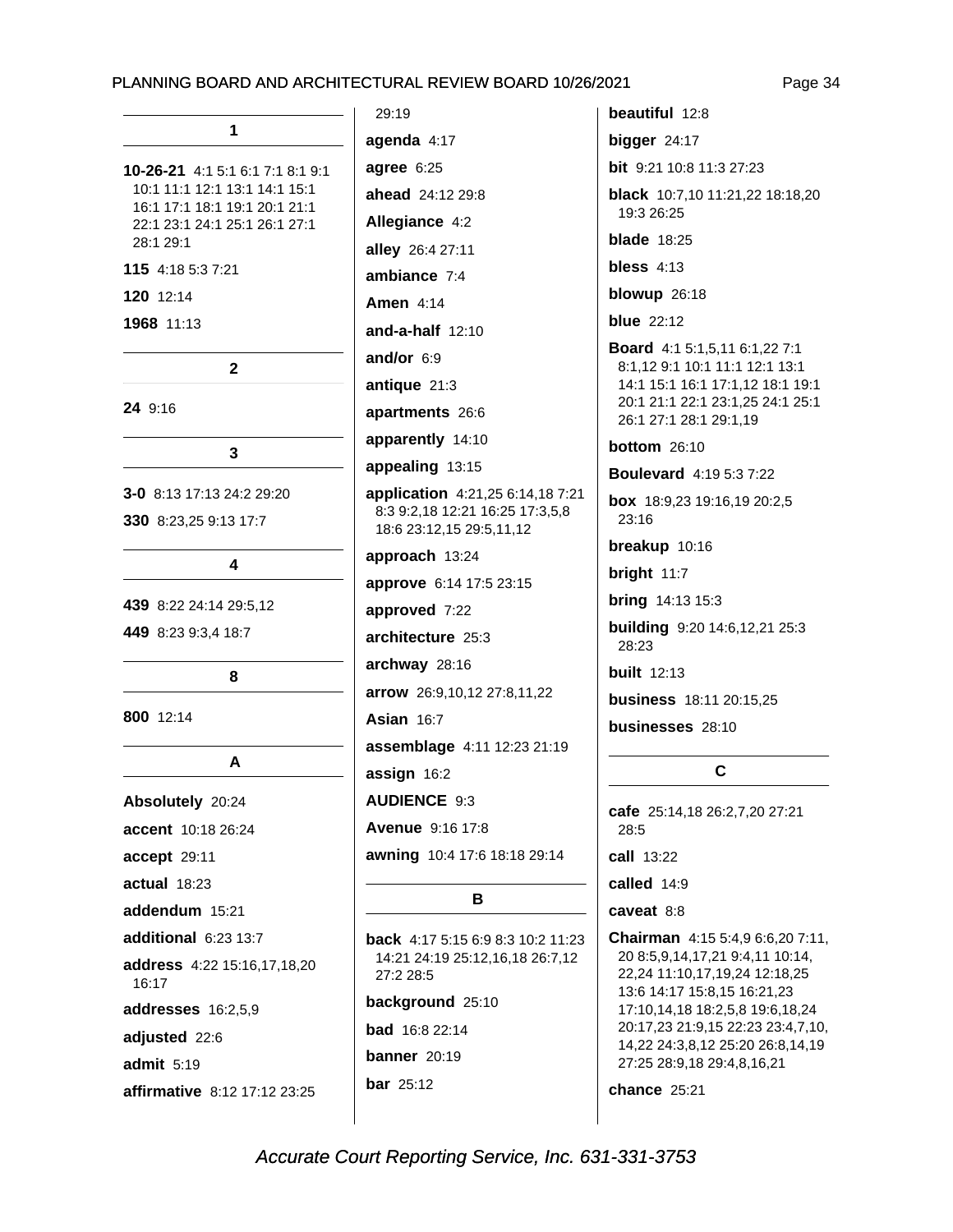## 1

**10-26-21** 4:1 5:1 6:1 7:1 8:1 9:1 10:1 11:1 12:1 13:1 14:1 15:1 16:1 17:1 18:1 19:1 20:1 21:1 22:1 23:1 24:1 25:1 26:1 27:1 28:1 29:1

**115** 4:18 5:3 7:21

**120** 12:14

**1968** 11:13

## 2

**24** 9:16

## 3

**3-0** 8:13 17:13 24:2 29:20

**330** 8:23,25 9:13 17:7

## 4

**439** 8:22 24:14 29:5,12

**449** 8:23 9:3,4 18:7

## 8

**800** 12:14

## A

**Absolutely** 20:24

**accent** 10:18 26:24

**accept** 29:11

**actual** 18:23

**addendum** 15:21

**additional** 6:23 13:7

**address** 4:22 15:16,17,18,20 16:17

**addresses** 16:2,5,9

**adjusted** 22:6

**admit** 5:19

**affirmative** 8:12 17:12 23:25 29:19

**agenda** 4:17

**agree** 6:25

**ahead** 24:12 29:8

**Allegiance** 4:2

**alley** 26:4 27:11

**ambiance** 7:4

**Amen** 4:14

**and-a-half** 12:10

**and/or** 6:9

**antique** 21:3

**apartments** 26:6

**apparently** 14:10

**appealing** 13:15

**application** 4:21,25 6:14,18 7:21 8:3 9:2,18 12:21 16:25 17:3,5,8 18:6 23:12,15 29:5,11,12

**approach** 13:24

**approve** 6:14 17:5 23:15

**approved** 7:22

**architecture** 25:3

**archway** 28:16

**arrow** 26:9,10,12 27:8,11,22

**Asian** 16:7

**assemblage** 4:11 12:23 21:19

**assign** 16:2

**AUDIENCE** 9:3

**Avenue** 9:16 17:8

**awning** 10:4 17:6 18:18 29:14

## B

**back** 4:17 5:15 6:9 8:3 10:2 11:23 14:21 24:19 25:12,16,18 26:7,12 27:2 28:5

**background** 25:10

**bad** 16:8 22:14

**banner** 20:19

**bar** 25:12

**beautiful** 12:8

**bigger** 24:17

**bit** 9:21 10:8 11:3 27:23

**black** 10:7,10 11:21,22 18:18,20 19:3 26:25

**blade** 18:25

**bless** 4:13

**blowup** 26:18

**blue** 22:12

**Board** 4:1 5:1,5,11 6:1,22 7:1 8:1,12 9:1 10:1 11:1 12:1 13:1 14:1 15:1 16:1 17:1,12 18:1 19:1 20:1 21:1 22:1 23:1,25 24:1 25:1 26:1 27:1 28:1 29:1,19

**bottom** 26:10

**Boulevard** 4:19 5:3 7:22

**box** 18:9,23 19:16,19 20:2,5 23:16

**breakup** 10:16

**bright** 11:7

**bring** 14:13 15:3

**building** 9:20 14:6,12,21 25:3 28:23

**built** 12:13

**business** 18:11 20:15,25

**businesses** 28:10

## C

**cafe** 25:14,18 26:2,7,20 27:21 28:5

**call** 13:22

**called** 14:9

**caveat** 8:8

**Chairman** 4:15 5:4,9 6:6,20 7:11, 20 8:5,9,14,17,21 9:4,11 10:14, 22,24 11:10,17,19,24 12:18,25 13:6 14:17 15:8,15 16:21,23 17:10,14,18 18:2,5,8 19:6,18,24 20:17,23 21:9,15 22:23 23:4,7,10, 14,22 24:3,8,12 25:20 26:8,14,19 27:25 28:9,18 29:4,8,16,21

**chance** 25:21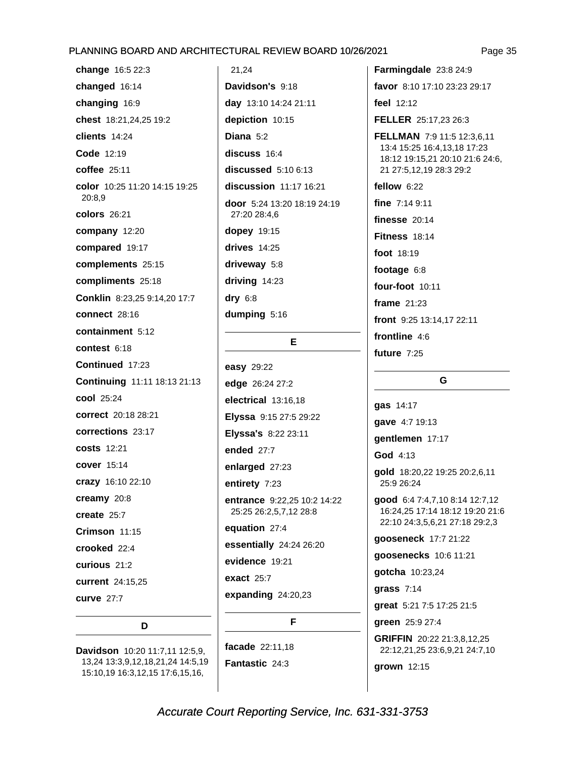**change** 16:5 22:3

**changed** 16:14

**changing** 16:9

**chest** 18:21,24,25 19:2

**clients** 14:24

**Code** 12:19

**coffee** 25:11

**color** 10:25 11:20 14:15 19:25 20:8,9

**colors** 26:21

**company** 12:20

**compared** 19:17

**complements** 25:15

**compliments** 25:18

**Conklin** 8:23,25 9:14,20 17:7

**connect** 28:16

**containment** 5:12

**contest** 6:18

**Continued** 17:23

**Continuing** 11:11 18:13 21:13

**cool** 25:24

**correct** 20:18 28:21

**corrections** 23:17

**costs** 12:21

**cover** 15:14

**crazy** 16:10 22:10

**creamy** 20:8

**create** 25:7

**Crimson** 11:15

**crooked** 22:4

**curious** 21:2

**current** 24:15,25

**curve** 27:7

## D

**Davidson** 10:20 11:7,11 12:5,9,13,24 13:3,9,12,18,21,24 14:5,19 15:10,19 16:3,12,15 17:6,15,16,21,24

**Davidson's** 9:18

**day** 13:10 14:24 21:11

**depiction** 10:15

**Diana** 5:2

**discuss** 16:4

**discussed** 5:10 6:13

**discussion** 11:17 16:21

**door** 5:24 13:20 18:19 24:19 27:20 28:4,6

**dopey** 19:15

**drives** 14:25

**driveway** 5:8

**driving** 14:23

**dry** 6:8

**dumping** 5:16

## E

**easy** 29:22

**edge** 26:24 27:2

**electrical** 13:16,18

**Elyssa** 9:15 27:5 29:22

**Elyssa's** 8:22 23:11

**ended** 27:7

**enlarged** 27:23

**entirety** 7:23

**entrance** 9:22,25 10:2 14:22 25:25 26:2,5,7,12 28:8

**equation** 27:4

**essentially** 24:24 26:20

**evidence** 19:21

**exact** 25:7

**expanding** 24:20,23

## F

**facade** 22:11,18

**Fantastic** 24:3

**Farmingdale** 23:8 24:9

**favor** 8:10 17:10 23:23 29:17

**feel** 12:12

**FELLER** 25:17,23 26:3

**FELLMAN** 7:9 11:5 12:3,6,11 13:4 15:25 16:4,13,18 17:23 18:12 19:15,21 20:10 21:6 24:6,21 27:5,12,19 28:3 29:2

**fellow** 6:22

**fine** 7:14 9:11

**finesse** 20:14

**Fitness** 18:14

**foot** 18:19

**footage** 6:8

**four-foot** 10:11

**frame** 21:23

**front** 9:25 13:14,17 22:11

**frontline** 4:6

**future** 7:25

## G

**gas** 14:17

**gave** 4:7 19:13

**gentlemen** 17:17

**God** 4:13

**gold** 18:20,22 19:25 20:2,6,11 25:9 26:24

**good** 6:4 7:4,7,10 8:14 12:7,12 16:24,25 17:14 18:12 19:20 21:6 22:10 24:3,5,6,21 27:18 29:2,3

**gooseneck** 17:7 21:22

**goosenecks** 10:6 11:21

**gotcha** 10:23,24

**grass** 7:14

**great** 5:21 7:5 17:25 21:5

**green** 25:9 27:4

**GRIFFIN** 20:22 21:3,8,12,25 22:12,21,25 23:6,9,21 24:7,10

**grown** 12:15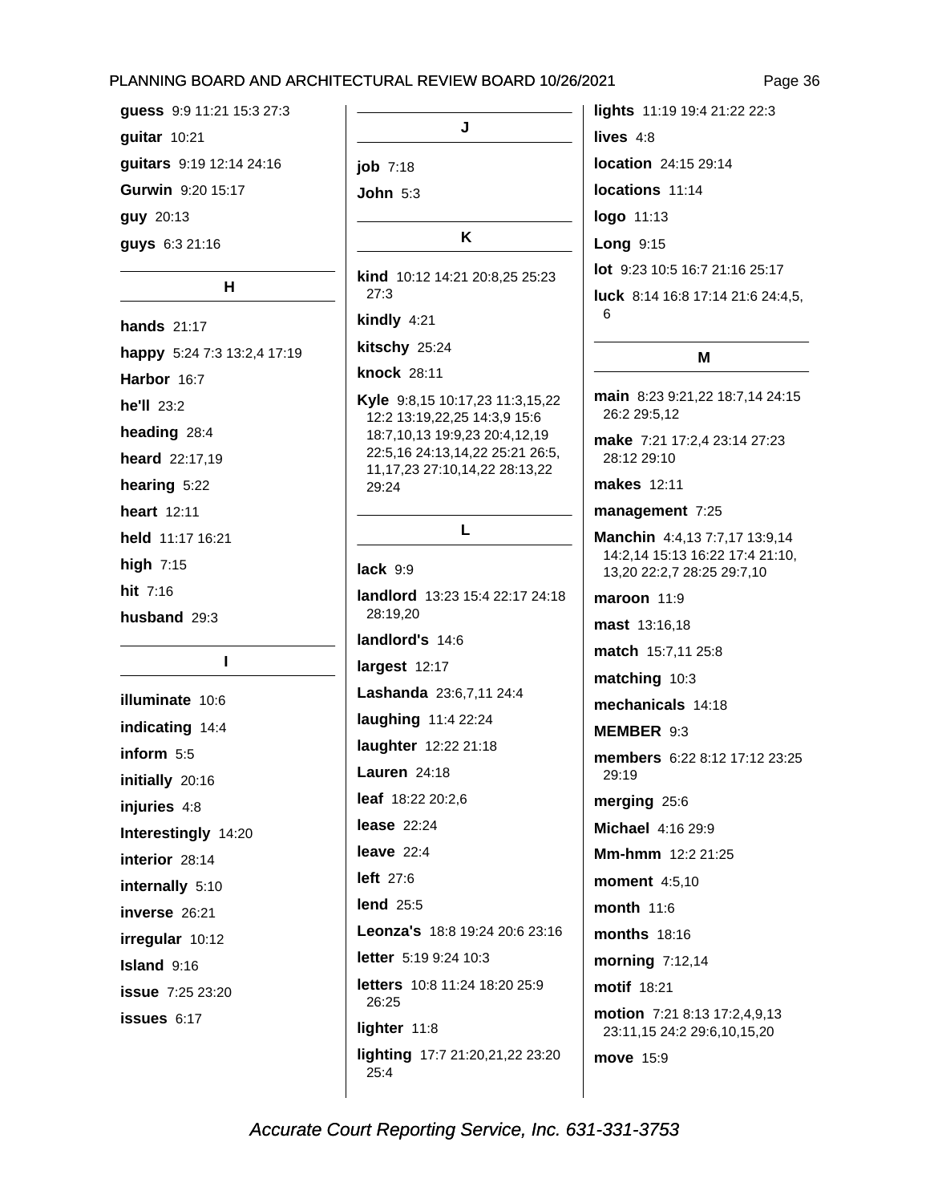**guess** 9:9 11:21 15:3 27:3

**guitar** 10:21

**guitars** 9:19 12:14 24:16

**Gurwin** 9:20 15:17

**guy** 20:13

**guys** 6:3 21:16

## H

**hands** 21:17

**happy** 5:24 7:3 13:2,4 17:19

**Harbor** 16:7

**he'll** 23:2

**heading** 28:4

**heard** 22:17,19

**hearing** 5:22

**heart** 12:11

**held** 11:17 16:21

**high** 7:15

**hit** 7:16

**husband** 29:3

## I

**illuminate** 10:6

**indicating** 14:4

**inform** 5:5

**initially** 20:16

**injuries** 4:8

**Interestingly** 14:20

**interior** 28:14

**internally** 5:10

**inverse** 26:21

**irregular** 10:12

**Island** 9:16

**issue** 7:25 23:20

**issues** 6:17

## J

**job** 7:18

**John** 5:3

## K

**kind** 10:12 14:21 20:8,25 25:23 27:3

**kindly** 4:21

**kitschy** 25:24

**knock** 28:11

**Kyle** 9:8,15 10:17,23 11:3,15,22 12:2 13:19,22,25 14:3,9 15:6 18:7,10,13 19:9,23 20:4,12,19 22:5,16 24:13,14,22 25:21 26:5, 11,17,23 27:10,14,22 28:13,22 29:24

## L

**lack** 9:9

**landlord** 13:23 15:4 22:17 24:18 28:19,20

**landlord's** 14:6

**largest** 12:17

**Lashanda** 23:6,7,11 24:4

**laughing** 11:4 22:24

**laughter** 12:22 21:18

**Lauren** 24:18

**leaf** 18:22 20:2,6

**lease** 22:24

**leave** 22:4

**left** 27:6

**lend** 25:5

**Leonza's** 18:8 19:24 20:6 23:16

**letter** 5:19 9:24 10:3

**letters** 10:8 11:24 18:20 25:9 26:25

**lighter** 11:8

**lighting** 17:7 21:20,21,22 23:20 25:4

**lights** 11:19 19:4 21:22 22:3

**lives** 4:8

**location** 24:15 29:14

**locations** 11:14

**logo** 11:13

**Long** 9:15

**lot** 9:23 10:5 16:7 21:16 25:17

**luck** 8:14 16:8 17:14 21:6 24:4,5, 6

## M

**main** 8:23 9:21,22 18:7,14 24:15 26:2 29:5,12

**make** 7:21 17:2,4 23:14 27:23 28:12 29:10

**makes** 12:11

**management** 7:25

**Manchin** 4:4,13 7:7,17 13:9,14 14:2,14 15:13 16:22 17:4 21:10, 13,20 22:2,7 28:25 29:7,10

**maroon** 11:9

**mast** 13:16,18

**match** 15:7,11 25:8

**matching** 10:3

**mechanicals** 14:18

**MEMBER** 9:3

**members** 6:22 8:12 17:12 23:25 29:19

**merging** 25:6

**Michael** 4:16 29:9

**Mm-hmm** 12:2 21:25

**moment** 4:5,10

**month** 11:6

**months** 18:16

**morning** 7:12,14

**motif** 18:21

**motion** 7:21 8:13 17:2,4,9,13 23:11,15 24:2 29:6,10,15,20

**move** 15:9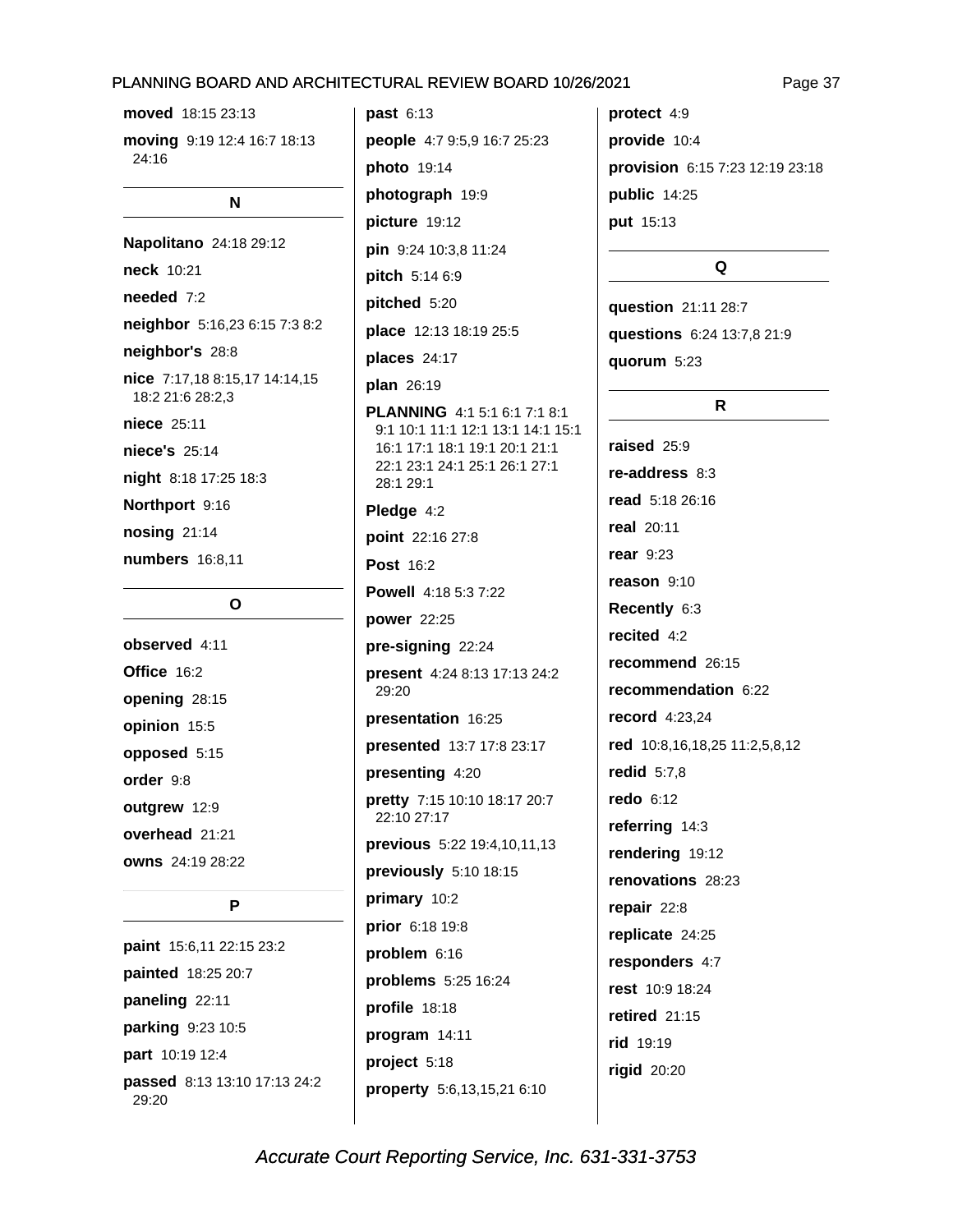**moved** 18:15 23:13

**moving** 9:19 12:4 16:7 18:13 24:16

## N

**Napolitano** 24:18 29:12

**neck** 10:21

**needed** 7:2

**neighbor** 5:16,23 6:15 7:3 8:2

**neighbor's** 28:8

**nice** 7:17,18 8:15,17 14:14,15 18:2 21:6 28:2,3

**niece** 25:11

**niece's** 25:14

**night** 8:18 17:25 18:3

**Northport** 9:16

**nosing** 21:14

**numbers** 16:8,11

## O

**observed** 4:11

**Office** 16:2

**opening** 28:15

**opinion** 15:5

**opposed** 5:15

**order** 9:8

**outgrew** 12:9

**overhead** 21:21

**owns** 24:19 28:22

## P

**paint** 15:6,11 22:15 23:2

**painted** 18:25 20:7

**paneling** 22:11

**parking** 9:23 10:5

**part** 10:19 12:4

**passed** 8:13 13:10 17:13 24:2 29:20

**past** 6:13

**people** 4:7 9:5,9 16:7 25:23

**photo** 19:14

**photograph** 19:9

**picture** 19:12

**pin** 9:24 10:3,8 11:24

**pitch** 5:14 6:9

**pitched** 5:20

**place** 12:13 18:19 25:5

**places** 24:17

**plan** 26:19

**PLANNING** 4:1 5:1 6:1 7:1 8:1 9:1 10:1 11:1 12:1 13:1 14:1 15:1 16:1 17:1 18:1 19:1 20:1 21:1 22:1 23:1 24:1 25:1 26:1 27:1 28:1 29:1

**Pledge** 4:2

**point** 22:16 27:8

**Post** 16:2

**Powell** 4:18 5:3 7:22

**power** 22:25

**pre-signing** 22:24

**present** 4:24 8:13 17:13 24:2 29:20

**presentation** 16:25

**presented** 13:7 17:8 23:17

**presenting** 4:20

**pretty** 7:15 10:10 18:17 20:7 22:10 27:17

**previous** 5:22 19:4,10,11,13

**previously** 5:10 18:15

**primary** 10:2

**prior** 6:18 19:8

**problem** 6:16

**problems** 5:25 16:24

**profile** 18:18

**program** 14:11

**project** 5:18

**property** 5:6,13,15,21 6:10

**protect** 4:9

**provide** 10:4

**provision** 6:15 7:23 12:19 23:18

**public** 14:25

**put** 15:13

## Q

**question** 21:11 28:7

**questions** 6:24 13:7,8 21:9

**quorum** 5:23

## R

**raised** 25:9

**re-address** 8:3

**read** 5:18 26:16

**real** 20:11

**rear** 9:23

**reason** 9:10

**Recently** 6:3

**recited** 4:2

**recommend** 26:15

**recommendation** 6:22

**record** 4:23,24

**red** 10:8,16,18,25 11:2,5,8,12

**redid** 5:7,8

**redo** 6:12

**referring** 14:3

**rendering** 19:12

**renovations** 28:23

**repair** 22:8

**replicate** 24:25

**responders** 4:7

**rest** 10:9 18:24

**retired** 21:15

**rid** 19:19

**rigid** 20:20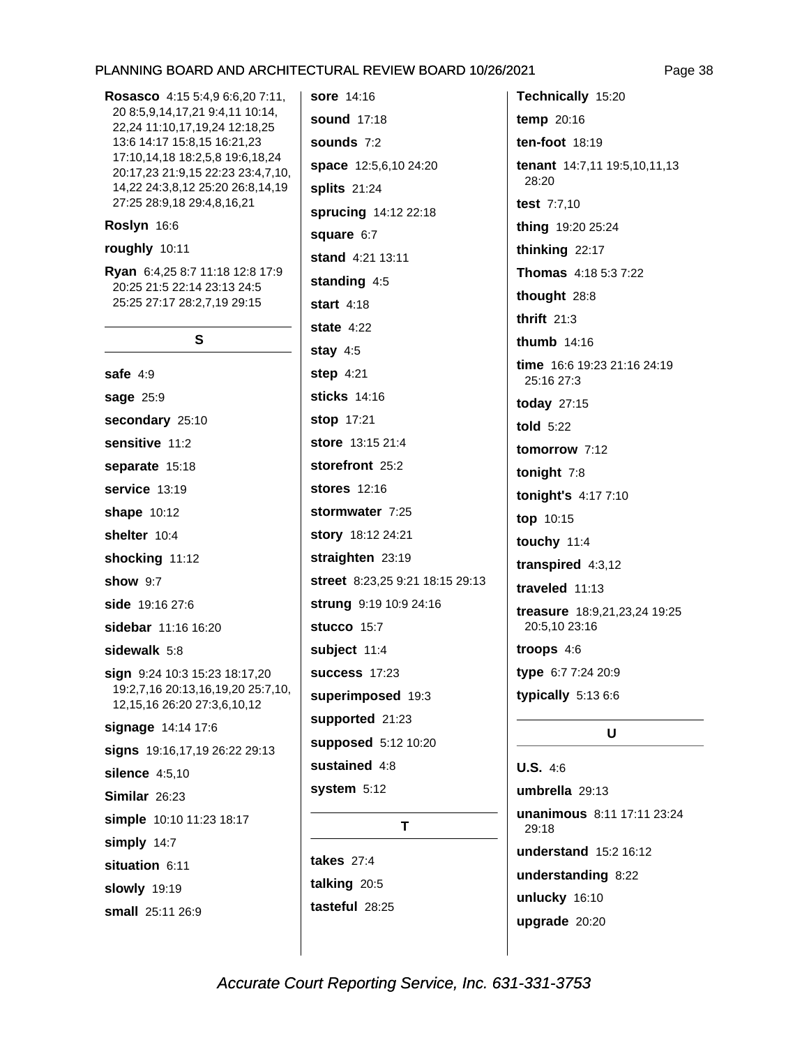**Rosasco** 4:15 5:4,9 6:6,20 7:11, 20 8:5,9,14,17,21 9:4,11 10:14, 22,24 11:10,17,19,24 12:18,25 13:6 14:17 15:8,15 16:21,23 17:10,14,18 18:2,5,8 19:6,18,24 20:17,23 21:9,15 22:23 23:4,7,10, 14,22 24:3,8,12 25:20 26:8,14,19 27:25 28:9,18 29:4,8,16,21

**Roslyn** 16:6

**roughly** 10:11

**Ryan** 6:4,25 8:7 11:18 12:8 17:9 20:25 21:5 22:14 23:13 24:5 25:25 27:17 28:2,7,19 29:15

## S

**safe** 4:9

**sage** 25:9

**secondary** 25:10

**sensitive** 11:2

**separate** 15:18

**service** 13:19

**shape** 10:12

**shelter** 10:4

**shocking** 11:12

**show** 9:7

**side** 19:16 27:6

**sidebar** 11:16 16:20

**sidewalk** 5:8

**sign** 9:24 10:3 15:23 18:17,20 19:2,7,16 20:13,16,19,20 25:7,10, 12,15,16 26:20 27:3,6,10,12

**signage** 14:14 17:6

**signs** 19:16,17,19 26:22 29:13

**silence** 4:5,10

**Similar** 26:23

**simple** 10:10 11:23 18:17

**simply** 14:7

**situation** 6:11

**slowly** 19:19

**small** 25:11 26:9

**sore** 14:16

**sound** 17:18

**sounds** 7:2

**space** 12:5,6,10 24:20

**splits** 21:24

**sprucing** 14:12 22:18

**square** 6:7

**stand** 4:21 13:11

**standing** 4:5

**start** 4:18

**state** 4:22

**stay** 4:5

**step** 4:21

**sticks** 14:16

**stop** 17:21

**store** 13:15 21:4

**storefront** 25:2

**stores** 12:16

**stormwater** 7:25

**story** 18:12 24:21

**straighten** 23:19

**street** 8:23,25 9:21 18:15 29:13

**strung** 9:19 10:9 24:16

**stucco** 15:7

**subject** 11:4

**success** 17:23

**superimposed** 19:3

**supported** 21:23

**supposed** 5:12 10:20

**sustained** 4:8

**system** 5:12

## T

**takes** 27:4

**talking** 20:5

**tasteful** 28:25

**Technically** 15:20

**temp** 20:16

**ten-foot** 18:19

**tenant** 14:7,11 19:5,10,11,13 28:20

**test** 7:7,10

**thing** 19:20 25:24

**thinking** 22:17

**Thomas** 4:18 5:3 7:22

**thought** 28:8

**thrift** 21:3

**thumb** 14:16

**time** 16:6 19:23 21:16 24:19 25:16 27:3

**today** 27:15

**told** 5:22

**tomorrow** 7:12

**tonight** 7:8

**tonight's** 4:17 7:10

**top** 10:15

**touchy** 11:4

**transpired** 4:3,12

**traveled** 11:13

**treasure** 18:9,21,23,24 19:25 20:5,10 23:16

**troops** 4:6

**type** 6:7 7:24 20:9

**typically** 5:13 6:6

## U

**U.S.** 4:6

**umbrella** 29:13

**unanimous** 8:11 17:11 23:24 29:18

**understand** 15:2 16:12

**understanding** 8:22

**unlucky** 16:10

**upgrade** 20:20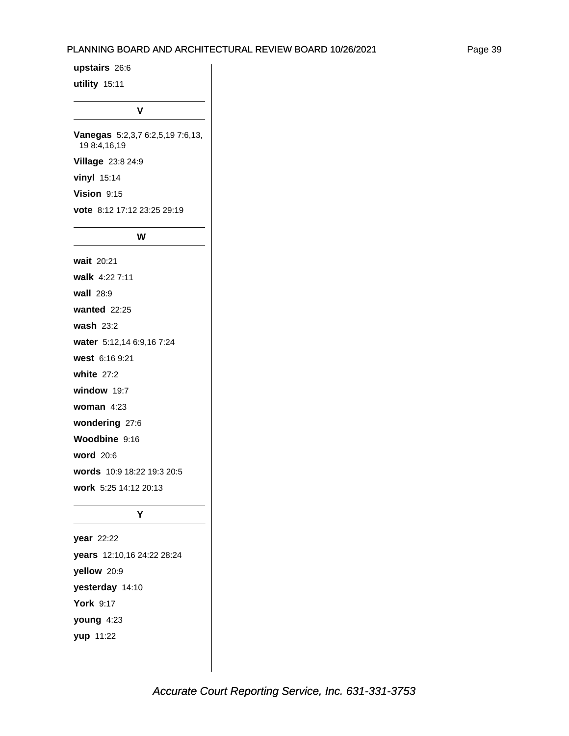**upstairs** 26:6

**utility** 15:11

**V**

**Vanegas** 5:2,3,7 6:2,5,19 7:6,13, 19 8:4,16,19

**Village** 23:8 24:9

**vinyl** 15:14

**Vision** 9:15

**vote** 8:12 17:12 23:25 29:19

**W**

**wait** 20:21

**walk** 4:22 7:11

**wall** 28:9

**wanted** 22:25

**wash** 23:2

**water** 5:12,14 6:9,16 7:24

**west** 6:16 9:21

**white** 27:2

**window** 19:7

**woman** 4:23

**wondering** 27:6

**Woodbine** 9:16

**word** 20:6

**words** 10:9 18:22 19:3 20:5

**work** 5:25 14:12 20:13

**Y**

**year** 22:22

**years** 12:10,16 24:22 28:24

**yellow** 20:9

**yesterday** 14:10

**York** 9:17

**young** 4:23

**yup** 11:22